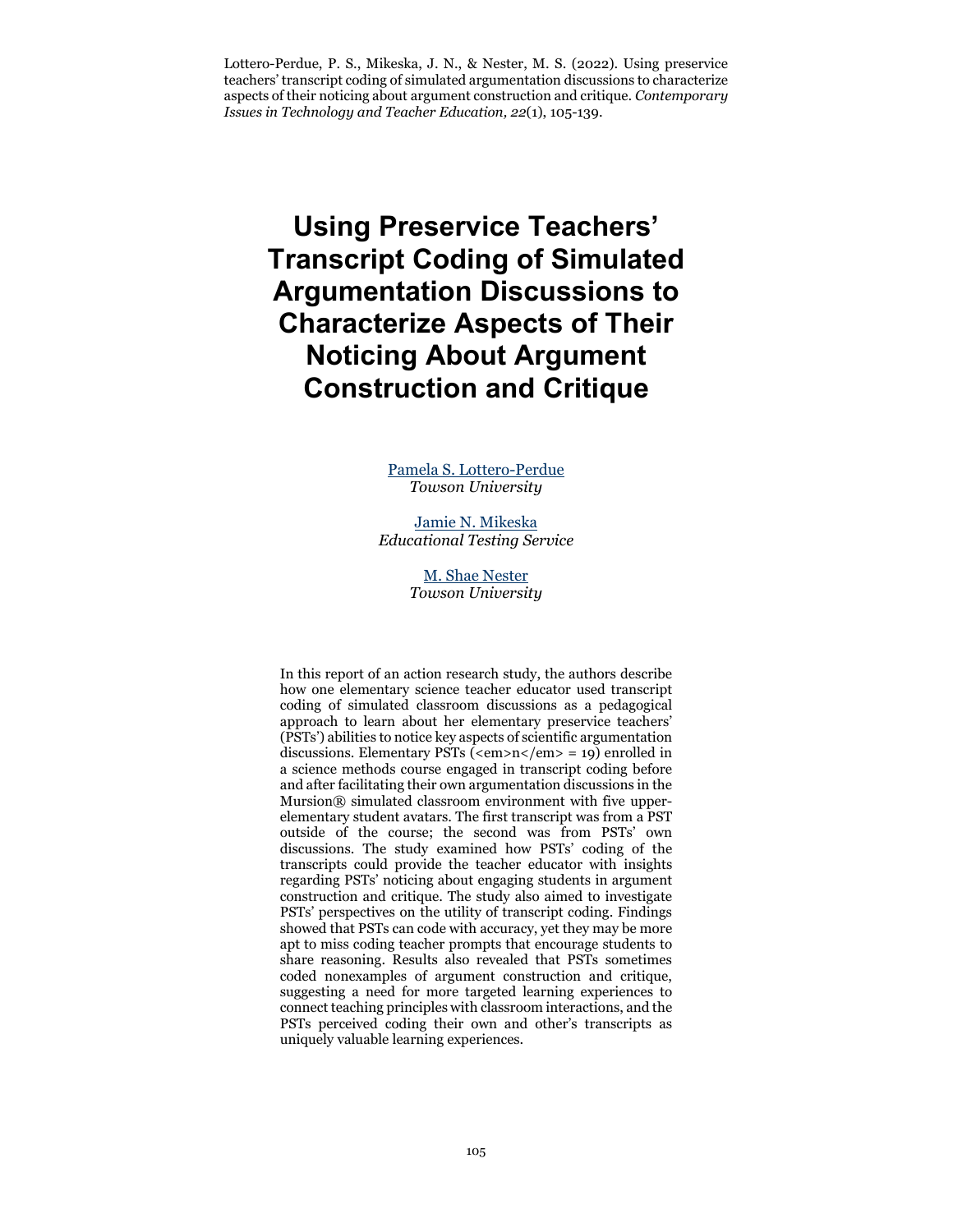Lottero-Perdue, P. S., Mikeska, J. N., & Nester, M. S. (2022). Using preservice teachers' transcript coding of simulated argumentation discussions to characterize aspects of their noticing about argument construction and critique. *Contemporary Issues in Technology and Teacher Education, 22*(1), 105-139.

# Using Preservice Teachers' Transcript Coding of Simulated Argumentation Discussions to Characterize Aspects of Their Noticing About Argument Construction and Critique

Pamela S. Lottero-Perdue
*Towson University*

Jamie N. Mikeska
*Educational Testing Service*

M. Shae Nester
*Towson University*

In this report of an action research study, the authors describe how one elementary science teacher educator used transcript coding of simulated classroom discussions as a pedagogical approach to learn about her elementary preservice teachers' (PSTs') abilities to notice key aspects of scientific argumentation discussions. Elementary PSTs (<em>n</em> = 19) enrolled in a science methods course engaged in transcript coding before and after facilitating their own argumentation discussions in the Mursion® simulated classroom environment with five upper-elementary student avatars. The first transcript was from a PST outside of the course; the second was from PSTs' own discussions. The study examined how PSTs' coding of the transcripts could provide the teacher educator with insights regarding PSTs' noticing about engaging students in argument construction and critique. The study also aimed to investigate PSTs' perspectives on the utility of transcript coding. Findings showed that PSTs can code with accuracy, yet they may be more apt to miss coding teacher prompts that encourage students to share reasoning. Results also revealed that PSTs sometimes coded nonexamples of argument construction and critique, suggesting a need for more targeted learning experiences to connect teaching principles with classroom interactions, and the PSTs perceived coding their own and other's transcripts as uniquely valuable learning experiences.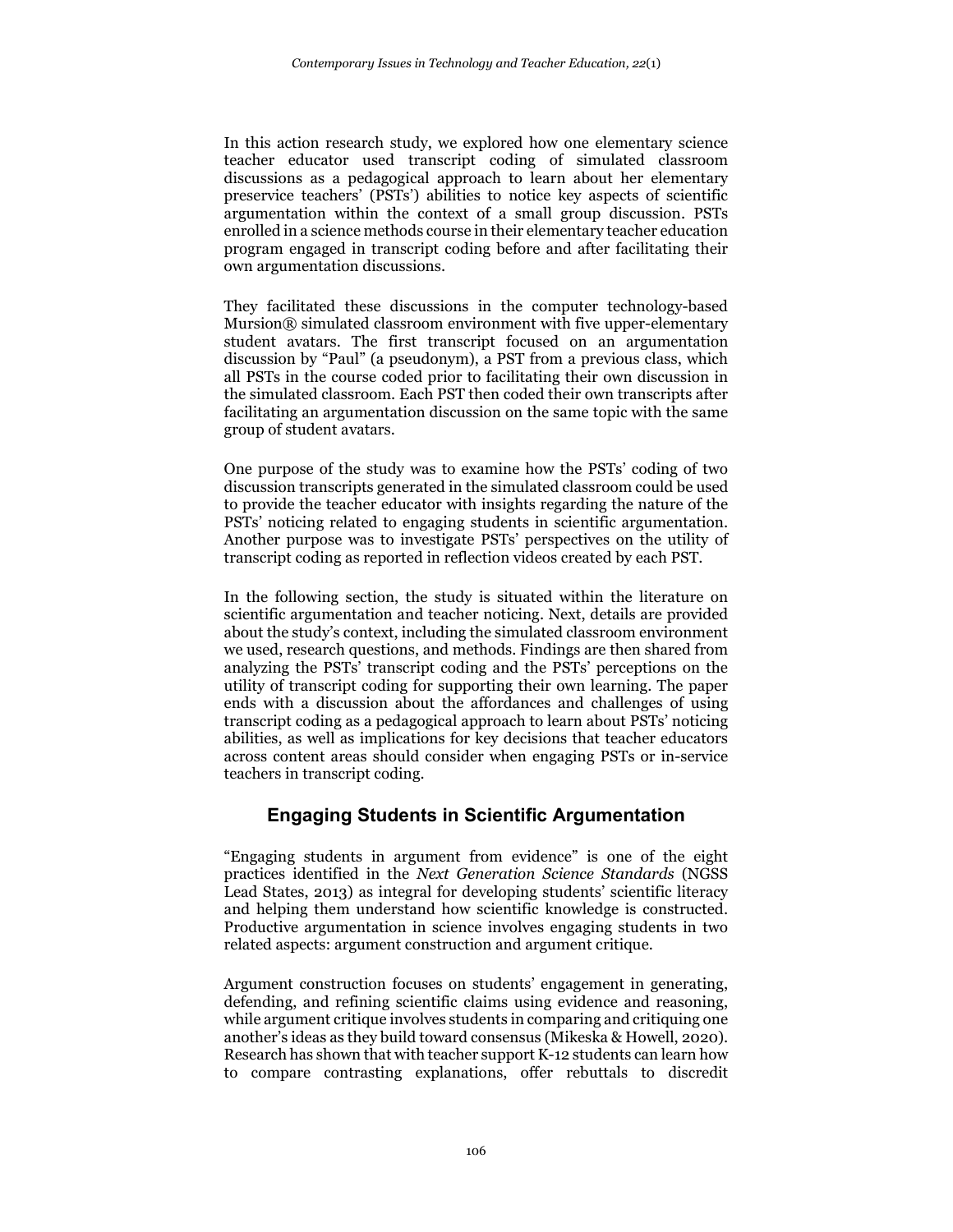In this action research study, we explored how one elementary science teacher educator used transcript coding of simulated classroom discussions as a pedagogical approach to learn about her elementary preservice teachers' (PSTs') abilities to notice key aspects of scientific argumentation within the context of a small group discussion. PSTs enrolled in a science methods course in their elementary teacher education program engaged in transcript coding before and after facilitating their own argumentation discussions.

They facilitated these discussions in the computer technology-based Mursion® simulated classroom environment with five upper-elementary student avatars. The first transcript focused on an argumentation discussion by "Paul" (a pseudonym), a PST from a previous class, which all PSTs in the course coded prior to facilitating their own discussion in the simulated classroom. Each PST then coded their own transcripts after facilitating an argumentation discussion on the same topic with the same group of student avatars.

One purpose of the study was to examine how the PSTs' coding of two discussion transcripts generated in the simulated classroom could be used to provide the teacher educator with insights regarding the nature of the PSTs' noticing related to engaging students in scientific argumentation. Another purpose was to investigate PSTs' perspectives on the utility of transcript coding as reported in reflection videos created by each PST.

In the following section, the study is situated within the literature on scientific argumentation and teacher noticing. Next, details are provided about the study's context, including the simulated classroom environment we used, research questions, and methods. Findings are then shared from analyzing the PSTs' transcript coding and the PSTs' perceptions on the utility of transcript coding for supporting their own learning. The paper ends with a discussion about the affordances and challenges of using transcript coding as a pedagogical approach to learn about PSTs' noticing abilities, as well as implications for key decisions that teacher educators across content areas should consider when engaging PSTs or in-service teachers in transcript coding.

## Engaging Students in Scientific Argumentation

"Engaging students in argument from evidence" is one of the eight practices identified in the *Next Generation Science Standards* (NGSS Lead States, 2013) as integral for developing students' scientific literacy and helping them understand how scientific knowledge is constructed. Productive argumentation in science involves engaging students in two related aspects: argument construction and argument critique.

Argument construction focuses on students' engagement in generating, defending, and refining scientific claims using evidence and reasoning, while argument critique involves students in comparing and critiquing one another's ideas as they build toward consensus (Mikeska & Howell, 2020). Research has shown that with teacher support K-12 students can learn how to compare contrasting explanations, offer rebuttals to discredit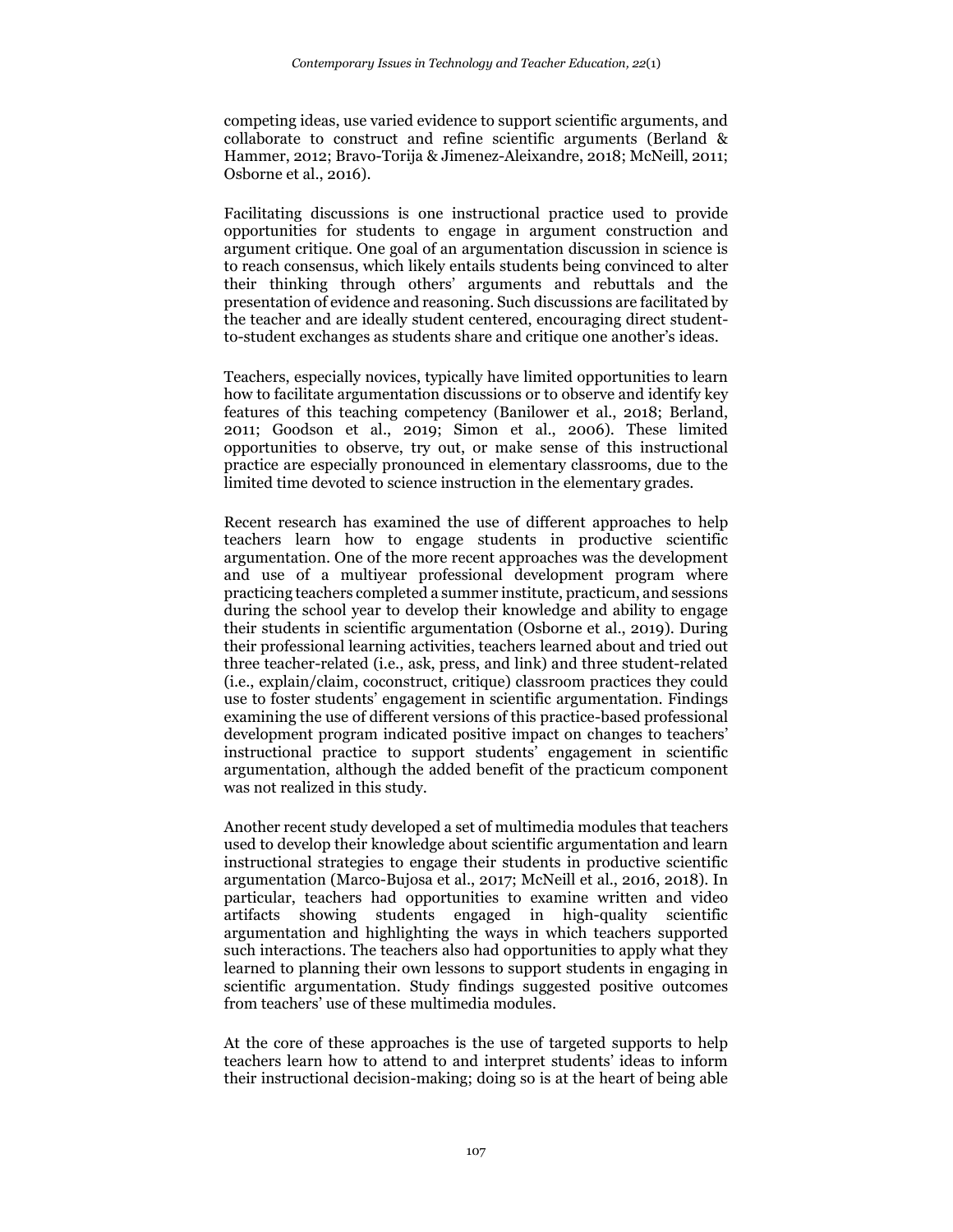competing ideas, use varied evidence to support scientific arguments, and collaborate to construct and refine scientific arguments (Berland & Hammer, 2012; Bravo-Torija & Jimenez-Aleixandre, 2018; McNeill, 2011; Osborne et al., 2016).

Facilitating discussions is one instructional practice used to provide opportunities for students to engage in argument construction and argument critique. One goal of an argumentation discussion in science is to reach consensus, which likely entails students being convinced to alter their thinking through others' arguments and rebuttals and the presentation of evidence and reasoning. Such discussions are facilitated by the teacher and are ideally student centered, encouraging direct student-to-student exchanges as students share and critique one another's ideas.

Teachers, especially novices, typically have limited opportunities to learn how to facilitate argumentation discussions or to observe and identify key features of this teaching competency (Banilower et al., 2018; Berland, 2011; Goodson et al., 2019; Simon et al., 2006). These limited opportunities to observe, try out, or make sense of this instructional practice are especially pronounced in elementary classrooms, due to the limited time devoted to science instruction in the elementary grades.

Recent research has examined the use of different approaches to help teachers learn how to engage students in productive scientific argumentation. One of the more recent approaches was the development and use of a multiyear professional development program where practicing teachers completed a summer institute, practicum, and sessions during the school year to develop their knowledge and ability to engage their students in scientific argumentation (Osborne et al., 2019). During their professional learning activities, teachers learned about and tried out three teacher-related (i.e., ask, press, and link) and three student-related (i.e., explain/claim, coconstruct, critique) classroom practices they could use to foster students' engagement in scientific argumentation. Findings examining the use of different versions of this practice-based professional development program indicated positive impact on changes to teachers' instructional practice to support students' engagement in scientific argumentation, although the added benefit of the practicum component was not realized in this study.

Another recent study developed a set of multimedia modules that teachers used to develop their knowledge about scientific argumentation and learn instructional strategies to engage their students in productive scientific argumentation (Marco-Bujosa et al., 2017; McNeill et al., 2016, 2018). In particular, teachers had opportunities to examine written and video artifacts showing students engaged in high-quality scientific argumentation and highlighting the ways in which teachers supported such interactions. The teachers also had opportunities to apply what they learned to planning their own lessons to support students in engaging in scientific argumentation. Study findings suggested positive outcomes from teachers' use of these multimedia modules.

At the core of these approaches is the use of targeted supports to help teachers learn how to attend to and interpret students' ideas to inform their instructional decision-making; doing so is at the heart of being able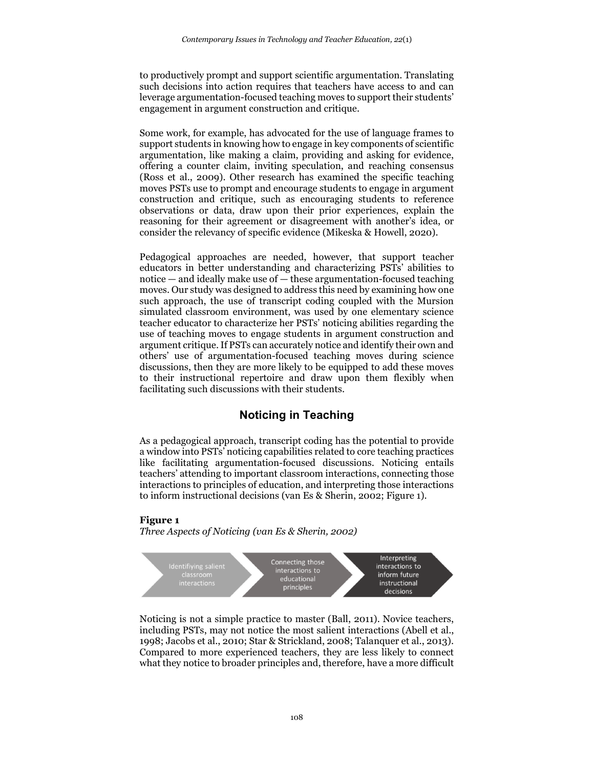to productively prompt and support scientific argumentation. Translating such decisions into action requires that teachers have access to and can leverage argumentation-focused teaching moves to support their students' engagement in argument construction and critique.

Some work, for example, has advocated for the use of language frames to support students in knowing how to engage in key components of scientific argumentation, like making a claim, providing and asking for evidence, offering a counter claim, inviting speculation, and reaching consensus (Ross et al., 2009). Other research has examined the specific teaching moves PSTs use to prompt and encourage students to engage in argument construction and critique, such as encouraging students to reference observations or data, draw upon their prior experiences, explain the reasoning for their agreement or disagreement with another's idea, or consider the relevancy of specific evidence (Mikeska & Howell, 2020).

Pedagogical approaches are needed, however, that support teacher educators in better understanding and characterizing PSTs' abilities to notice — and ideally make use of — these argumentation-focused teaching moves. Our study was designed to address this need by examining how one such approach, the use of transcript coding coupled with the Mursion simulated classroom environment, was used by one elementary science teacher educator to characterize her PSTs' noticing abilities regarding the use of teaching moves to engage students in argument construction and argument critique. If PSTs can accurately notice and identify their own and others' use of argumentation-focused teaching moves during science discussions, then they are more likely to be equipped to add these moves to their instructional repertoire and draw upon them flexibly when facilitating such discussions with their students.

## Noticing in Teaching

As a pedagogical approach, transcript coding has the potential to provide a window into PSTs' noticing capabilities related to core teaching practices like facilitating argumentation-focused discussions. Noticing entails teachers' attending to important classroom interactions, connecting those interactions to principles of education, and interpreting those interactions to inform instructional decisions (van Es & Sherin, 2002; Figure 1).

**Figure 1**
*Three Aspects of Noticing (van Es & Sherin, 2002)*

Identifiying salient classroom interactions → Connecting those interactions to educational principles → Interpreting interactions to inform future instructional decisions

Noticing is not a simple practice to master (Ball, 2011). Novice teachers, including PSTs, may not notice the most salient interactions (Abell et al., 1998; Jacobs et al., 2010; Star & Strickland, 2008; Talanquer et al., 2013). Compared to more experienced teachers, they are less likely to connect what they notice to broader principles and, therefore, have a more difficult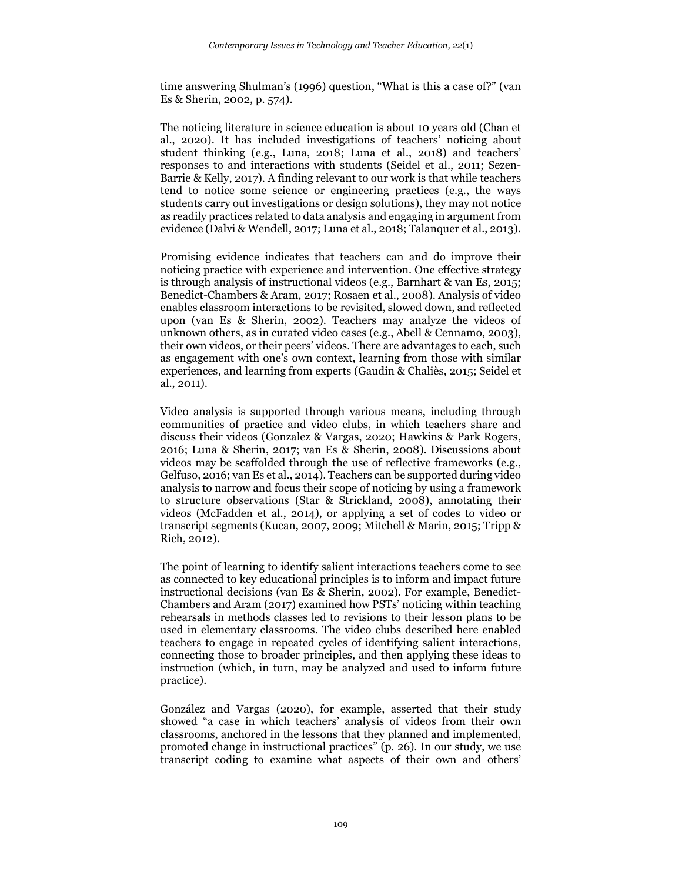time answering Shulman's (1996) question, "What is this a case of?" (van Es & Sherin, 2002, p. 574).

The noticing literature in science education is about 10 years old (Chan et al., 2020). It has included investigations of teachers' noticing about student thinking (e.g., Luna, 2018; Luna et al., 2018) and teachers' responses to and interactions with students (Seidel et al., 2011; Sezen-Barrie & Kelly, 2017). A finding relevant to our work is that while teachers tend to notice some science or engineering practices (e.g., the ways students carry out investigations or design solutions), they may not notice as readily practices related to data analysis and engaging in argument from evidence (Dalvi & Wendell, 2017; Luna et al., 2018; Talanquer et al., 2013).

Promising evidence indicates that teachers can and do improve their noticing practice with experience and intervention. One effective strategy is through analysis of instructional videos (e.g., Barnhart & van Es, 2015; Benedict-Chambers & Aram, 2017; Rosaen et al., 2008). Analysis of video enables classroom interactions to be revisited, slowed down, and reflected upon (van Es & Sherin, 2002). Teachers may analyze the videos of unknown others, as in curated video cases (e.g., Abell & Cennamo, 2003), their own videos, or their peers' videos. There are advantages to each, such as engagement with one's own context, learning from those with similar experiences, and learning from experts (Gaudin & Chaliès, 2015; Seidel et al., 2011).

Video analysis is supported through various means, including through communities of practice and video clubs, in which teachers share and discuss their videos (Gonzalez & Vargas, 2020; Hawkins & Park Rogers, 2016; Luna & Sherin, 2017; van Es & Sherin, 2008). Discussions about videos may be scaffolded through the use of reflective frameworks (e.g., Gelfuso, 2016; van Es et al., 2014). Teachers can be supported during video analysis to narrow and focus their scope of noticing by using a framework to structure observations (Star & Strickland, 2008), annotating their videos (McFadden et al., 2014), or applying a set of codes to video or transcript segments (Kucan, 2007, 2009; Mitchell & Marin, 2015; Tripp & Rich, 2012).

The point of learning to identify salient interactions teachers come to see as connected to key educational principles is to inform and impact future instructional decisions (van Es & Sherin, 2002). For example, Benedict-Chambers and Aram (2017) examined how PSTs' noticing within teaching rehearsals in methods classes led to revisions to their lesson plans to be used in elementary classrooms. The video clubs described here enabled teachers to engage in repeated cycles of identifying salient interactions, connecting those to broader principles, and then applying these ideas to instruction (which, in turn, may be analyzed and used to inform future practice).

González and Vargas (2020), for example, asserted that their study showed "a case in which teachers' analysis of videos from their own classrooms, anchored in the lessons that they planned and implemented, promoted change in instructional practices" (p. 26). In our study, we use transcript coding to examine what aspects of their own and others'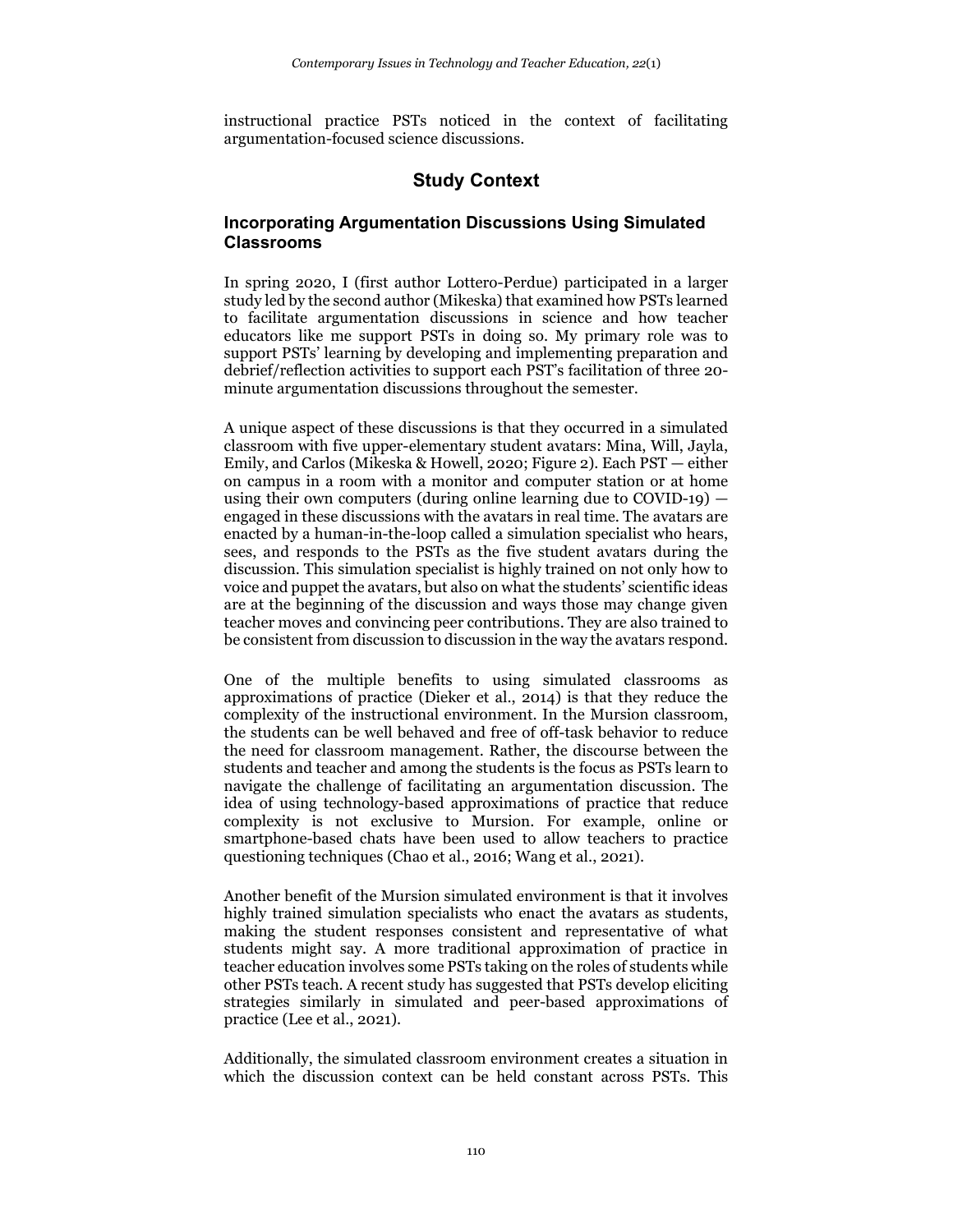instructional practice PSTs noticed in the context of facilitating argumentation-focused science discussions.

## Study Context

### Incorporating Argumentation Discussions Using Simulated Classrooms

In spring 2020, I (first author Lottero-Perdue) participated in a larger study led by the second author (Mikeska) that examined how PSTs learned to facilitate argumentation discussions in science and how teacher educators like me support PSTs in doing so. My primary role was to support PSTs' learning by developing and implementing preparation and debrief/reflection activities to support each PST's facilitation of three 20-minute argumentation discussions throughout the semester.

A unique aspect of these discussions is that they occurred in a simulated classroom with five upper-elementary student avatars: Mina, Will, Jayla, Emily, and Carlos (Mikeska & Howell, 2020; Figure 2). Each PST — either on campus in a room with a monitor and computer station or at home using their own computers (during online learning due to COVID-19) — engaged in these discussions with the avatars in real time. The avatars are enacted by a human-in-the-loop called a simulation specialist who hears, sees, and responds to the PSTs as the five student avatars during the discussion. This simulation specialist is highly trained on not only how to voice and puppet the avatars, but also on what the students' scientific ideas are at the beginning of the discussion and ways those may change given teacher moves and convincing peer contributions. They are also trained to be consistent from discussion to discussion in the way the avatars respond.

One of the multiple benefits to using simulated classrooms as approximations of practice (Dieker et al., 2014) is that they reduce the complexity of the instructional environment. In the Mursion classroom, the students can be well behaved and free of off-task behavior to reduce the need for classroom management. Rather, the discourse between the students and teacher and among the students is the focus as PSTs learn to navigate the challenge of facilitating an argumentation discussion. The idea of using technology-based approximations of practice that reduce complexity is not exclusive to Mursion. For example, online or smartphone-based chats have been used to allow teachers to practice questioning techniques (Chao et al., 2016; Wang et al., 2021).

Another benefit of the Mursion simulated environment is that it involves highly trained simulation specialists who enact the avatars as students, making the student responses consistent and representative of what students might say. A more traditional approximation of practice in teacher education involves some PSTs taking on the roles of students while other PSTs teach. A recent study has suggested that PSTs develop eliciting strategies similarly in simulated and peer-based approximations of practice (Lee et al., 2021).

Additionally, the simulated classroom environment creates a situation in which the discussion context can be held constant across PSTs. This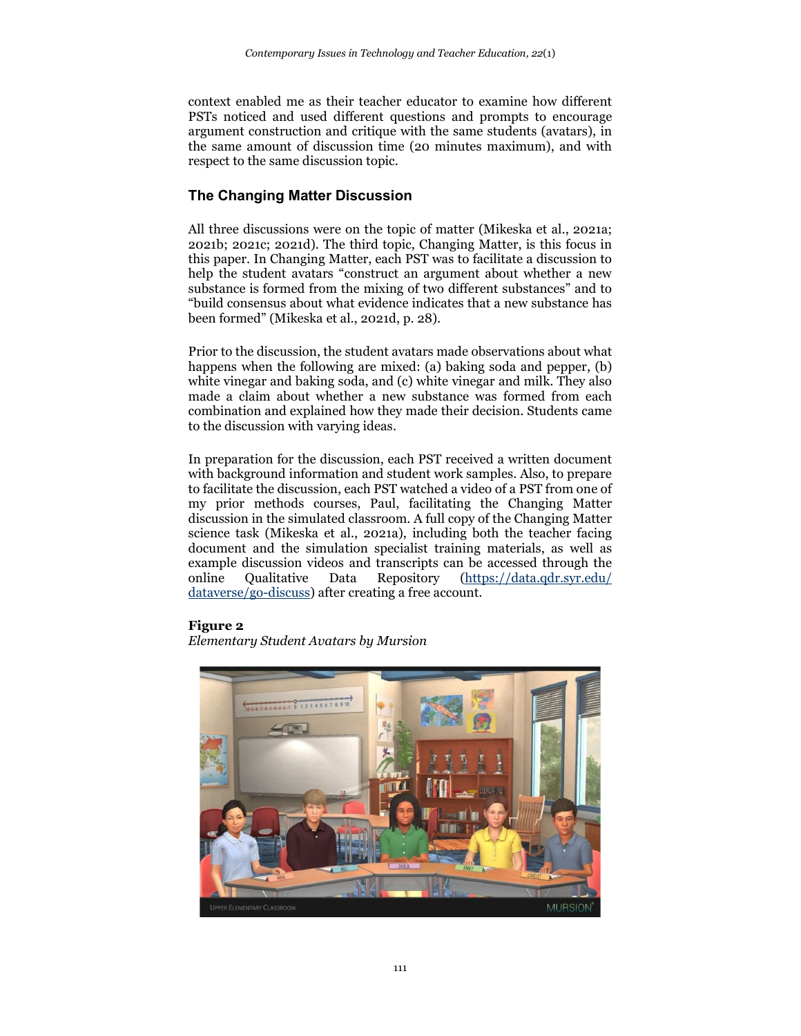context enabled me as their teacher educator to examine how different PSTs noticed and used different questions and prompts to encourage argument construction and critique with the same students (avatars), in the same amount of discussion time (20 minutes maximum), and with respect to the same discussion topic.

## The Changing Matter Discussion

All three discussions were on the topic of matter (Mikeska et al., 2021a; 2021b; 2021c; 2021d). The third topic, Changing Matter, is this focus in this paper. In Changing Matter, each PST was to facilitate a discussion to help the student avatars "construct an argument about whether a new substance is formed from the mixing of two different substances" and to "build consensus about what evidence indicates that a new substance has been formed" (Mikeska et al., 2021d, p. 28).

Prior to the discussion, the student avatars made observations about what happens when the following are mixed: (a) baking soda and pepper, (b) white vinegar and baking soda, and (c) white vinegar and milk. They also made a claim about whether a new substance was formed from each combination and explained how they made their decision. Students came to the discussion with varying ideas.

In preparation for the discussion, each PST received a written document with background information and student work samples. Also, to prepare to facilitate the discussion, each PST watched a video of a PST from one of my prior methods courses, Paul, facilitating the Changing Matter discussion in the simulated classroom. A full copy of the Changing Matter science task (Mikeska et al., 2021a), including both the teacher facing document and the simulation specialist training materials, as well as example discussion videos and transcripts can be accessed through the online Qualitative Data Repository (https://data.qdr.syr.edu/dataverse/go-discuss) after creating a free account.

**Figure 2**
*Elementary Student Avatars by Mursion*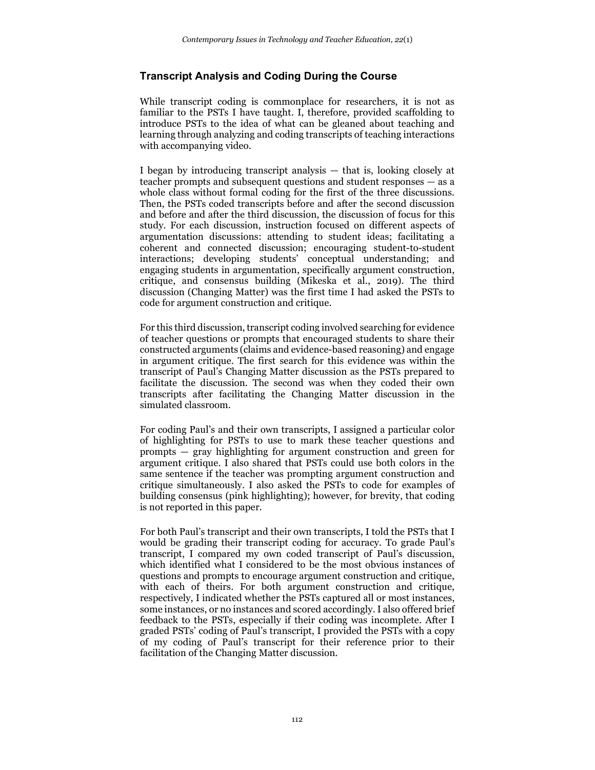## Transcript Analysis and Coding During the Course

While transcript coding is commonplace for researchers, it is not as familiar to the PSTs I have taught. I, therefore, provided scaffolding to introduce PSTs to the idea of what can be gleaned about teaching and learning through analyzing and coding transcripts of teaching interactions with accompanying video.

I began by introducing transcript analysis — that is, looking closely at teacher prompts and subsequent questions and student responses — as a whole class without formal coding for the first of the three discussions. Then, the PSTs coded transcripts before and after the second discussion and before and after the third discussion, the discussion of focus for this study. For each discussion, instruction focused on different aspects of argumentation discussions: attending to student ideas; facilitating a coherent and connected discussion; encouraging student-to-student interactions; developing students' conceptual understanding; and engaging students in argumentation, specifically argument construction, critique, and consensus building (Mikeska et al., 2019). The third discussion (Changing Matter) was the first time I had asked the PSTs to code for argument construction and critique.

For this third discussion, transcript coding involved searching for evidence of teacher questions or prompts that encouraged students to share their constructed arguments (claims and evidence-based reasoning) and engage in argument critique. The first search for this evidence was within the transcript of Paul's Changing Matter discussion as the PSTs prepared to facilitate the discussion. The second was when they coded their own transcripts after facilitating the Changing Matter discussion in the simulated classroom.

For coding Paul's and their own transcripts, I assigned a particular color of highlighting for PSTs to use to mark these teacher questions and prompts — gray highlighting for argument construction and green for argument critique. I also shared that PSTs could use both colors in the same sentence if the teacher was prompting argument construction and critique simultaneously. I also asked the PSTs to code for examples of building consensus (pink highlighting); however, for brevity, that coding is not reported in this paper.

For both Paul's transcript and their own transcripts, I told the PSTs that I would be grading their transcript coding for accuracy. To grade Paul's transcript, I compared my own coded transcript of Paul's discussion, which identified what I considered to be the most obvious instances of questions and prompts to encourage argument construction and critique, with each of theirs. For both argument construction and critique, respectively, I indicated whether the PSTs captured all or most instances, some instances, or no instances and scored accordingly. I also offered brief feedback to the PSTs, especially if their coding was incomplete. After I graded PSTs' coding of Paul's transcript, I provided the PSTs with a copy of my coding of Paul's transcript for their reference prior to their facilitation of the Changing Matter discussion.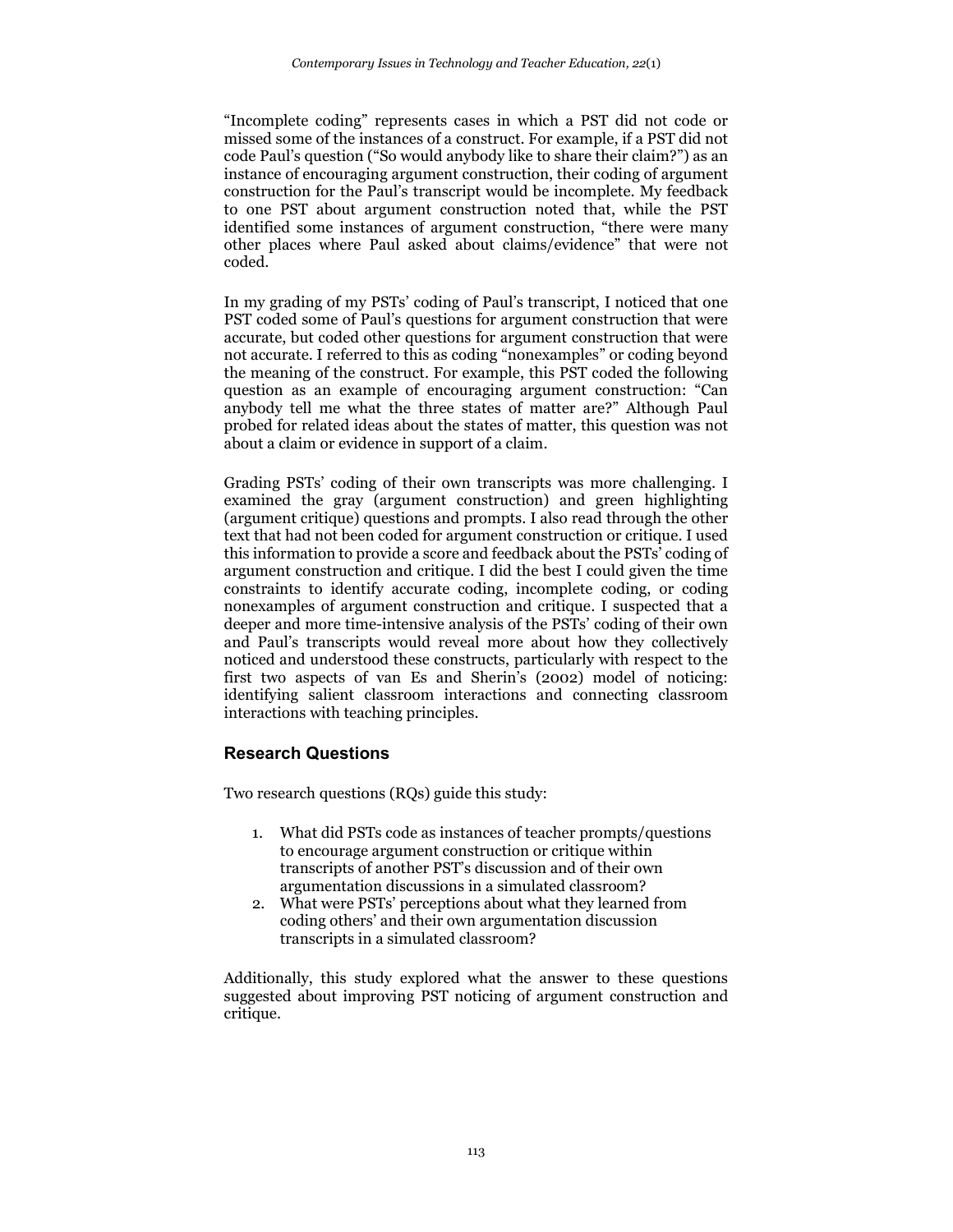"Incomplete coding" represents cases in which a PST did not code or missed some of the instances of a construct. For example, if a PST did not code Paul's question ("So would anybody like to share their claim?") as an instance of encouraging argument construction, their coding of argument construction for the Paul's transcript would be incomplete. My feedback to one PST about argument construction noted that, while the PST identified some instances of argument construction, "there were many other places where Paul asked about claims/evidence" that were not coded.

In my grading of my PSTs' coding of Paul's transcript, I noticed that one PST coded some of Paul's questions for argument construction that were accurate, but coded other questions for argument construction that were not accurate. I referred to this as coding "nonexamples" or coding beyond the meaning of the construct. For example, this PST coded the following question as an example of encouraging argument construction: "Can anybody tell me what the three states of matter are?" Although Paul probed for related ideas about the states of matter, this question was not about a claim or evidence in support of a claim.

Grading PSTs' coding of their own transcripts was more challenging. I examined the gray (argument construction) and green highlighting (argument critique) questions and prompts. I also read through the other text that had not been coded for argument construction or critique. I used this information to provide a score and feedback about the PSTs' coding of argument construction and critique. I did the best I could given the time constraints to identify accurate coding, incomplete coding, or coding nonexamples of argument construction and critique. I suspected that a deeper and more time-intensive analysis of the PSTs' coding of their own and Paul's transcripts would reveal more about how they collectively noticed and understood these constructs, particularly with respect to the first two aspects of van Es and Sherin's (2002) model of noticing: identifying salient classroom interactions and connecting classroom interactions with teaching principles.

## Research Questions

Two research questions (RQs) guide this study:

1. What did PSTs code as instances of teacher prompts/questions to encourage argument construction or critique within transcripts of another PST's discussion and of their own argumentation discussions in a simulated classroom?
2. What were PSTs' perceptions about what they learned from coding others' and their own argumentation discussion transcripts in a simulated classroom?

Additionally, this study explored what the answer to these questions suggested about improving PST noticing of argument construction and critique.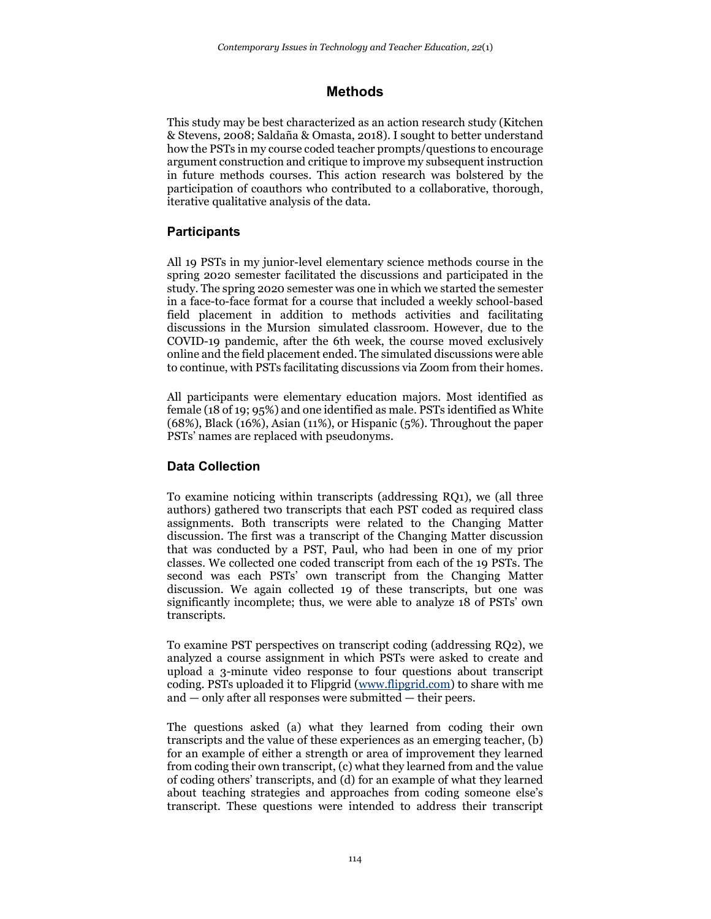## Methods

This study may be best characterized as an action research study (Kitchen & Stevens, 2008; Saldaña & Omasta, 2018). I sought to better understand how the PSTs in my course coded teacher prompts/questions to encourage argument construction and critique to improve my subsequent instruction in future methods courses. This action research was bolstered by the participation of coauthors who contributed to a collaborative, thorough, iterative qualitative analysis of the data.

### Participants

All 19 PSTs in my junior-level elementary science methods course in the spring 2020 semester facilitated the discussions and participated in the study. The spring 2020 semester was one in which we started the semester in a face-to-face format for a course that included a weekly school-based field placement in addition to methods activities and facilitating discussions in the Mursion simulated classroom. However, due to the COVID-19 pandemic, after the 6th week, the course moved exclusively online and the field placement ended. The simulated discussions were able to continue, with PSTs facilitating discussions via Zoom from their homes.

All participants were elementary education majors. Most identified as female (18 of 19; 95%) and one identified as male. PSTs identified as White (68%), Black (16%), Asian (11%), or Hispanic (5%). Throughout the paper PSTs' names are replaced with pseudonyms.

### Data Collection

To examine noticing within transcripts (addressing RQ1), we (all three authors) gathered two transcripts that each PST coded as required class assignments. Both transcripts were related to the Changing Matter discussion. The first was a transcript of the Changing Matter discussion that was conducted by a PST, Paul, who had been in one of my prior classes. We collected one coded transcript from each of the 19 PSTs. The second was each PSTs' own transcript from the Changing Matter discussion. We again collected 19 of these transcripts, but one was significantly incomplete; thus, we were able to analyze 18 of PSTs' own transcripts.

To examine PST perspectives on transcript coding (addressing RQ2), we analyzed a course assignment in which PSTs were asked to create and upload a 3-minute video response to four questions about transcript coding. PSTs uploaded it to Flipgrid (www.flipgrid.com) to share with me and — only after all responses were submitted — their peers.

The questions asked (a) what they learned from coding their own transcripts and the value of these experiences as an emerging teacher, (b) for an example of either a strength or area of improvement they learned from coding their own transcript, (c) what they learned from and the value of coding others' transcripts, and (d) for an example of what they learned about teaching strategies and approaches from coding someone else's transcript. These questions were intended to address their transcript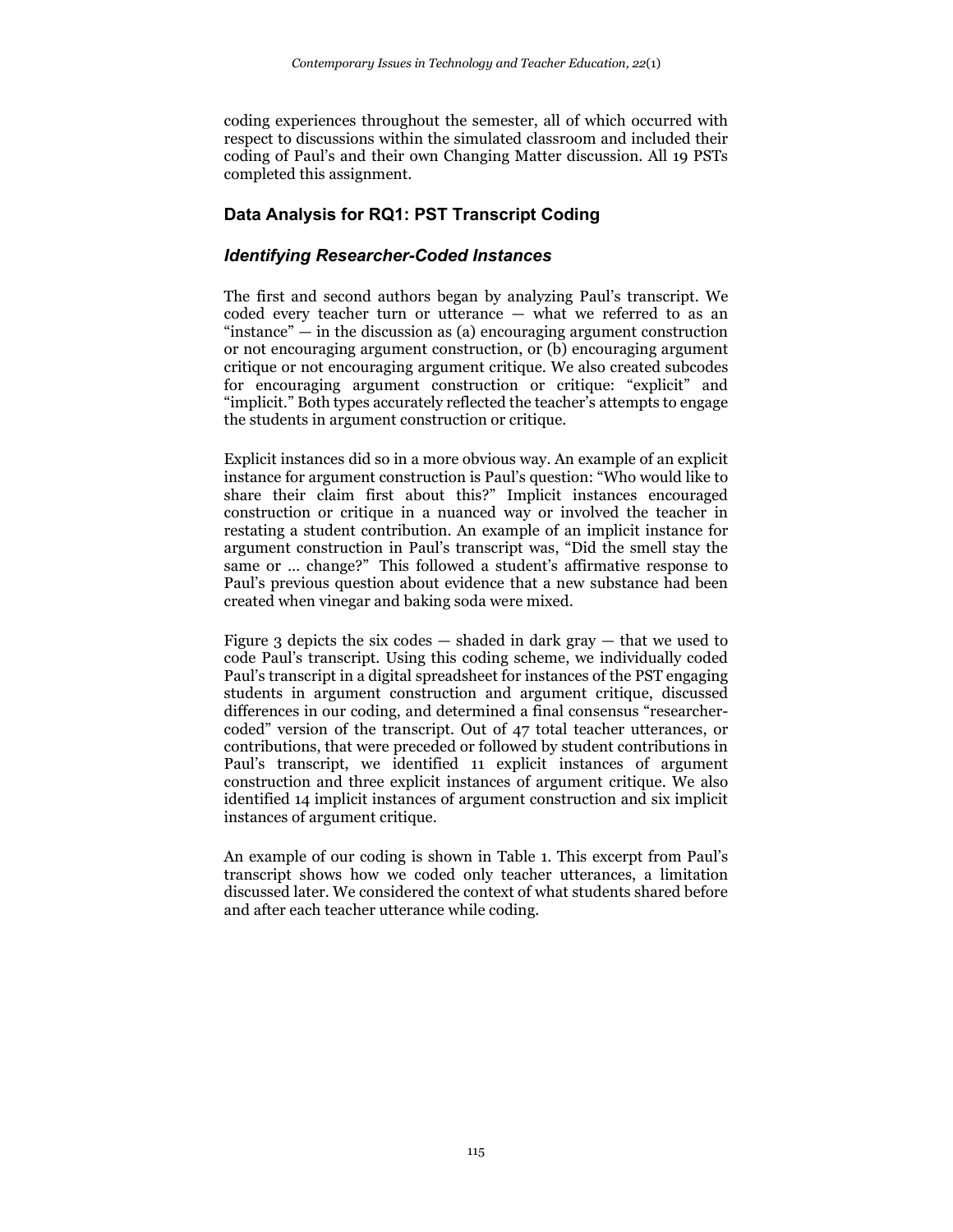coding experiences throughout the semester, all of which occurred with respect to discussions within the simulated classroom and included their coding of Paul's and their own Changing Matter discussion. All 19 PSTs completed this assignment.

## Data Analysis for RQ1: PST Transcript Coding

### *Identifying Researcher-Coded Instances*

The first and second authors began by analyzing Paul's transcript. We coded every teacher turn or utterance — what we referred to as an "instance" — in the discussion as (a) encouraging argument construction or not encouraging argument construction, or (b) encouraging argument critique or not encouraging argument critique. We also created subcodes for encouraging argument construction or critique: "explicit" and "implicit." Both types accurately reflected the teacher's attempts to engage the students in argument construction or critique.

Explicit instances did so in a more obvious way. An example of an explicit instance for argument construction is Paul's question: "Who would like to share their claim first about this?" Implicit instances encouraged construction or critique in a nuanced way or involved the teacher in restating a student contribution. An example of an implicit instance for argument construction in Paul's transcript was, "Did the smell stay the same or … change?" This followed a student's affirmative response to Paul's previous question about evidence that a new substance had been created when vinegar and baking soda were mixed.

Figure 3 depicts the six codes — shaded in dark gray — that we used to code Paul's transcript. Using this coding scheme, we individually coded Paul's transcript in a digital spreadsheet for instances of the PST engaging students in argument construction and argument critique, discussed differences in our coding, and determined a final consensus "researcher-coded" version of the transcript. Out of 47 total teacher utterances, or contributions, that were preceded or followed by student contributions in Paul's transcript, we identified 11 explicit instances of argument construction and three explicit instances of argument critique. We also identified 14 implicit instances of argument construction and six implicit instances of argument critique.

An example of our coding is shown in Table 1. This excerpt from Paul's transcript shows how we coded only teacher utterances, a limitation discussed later. We considered the context of what students shared before and after each teacher utterance while coding.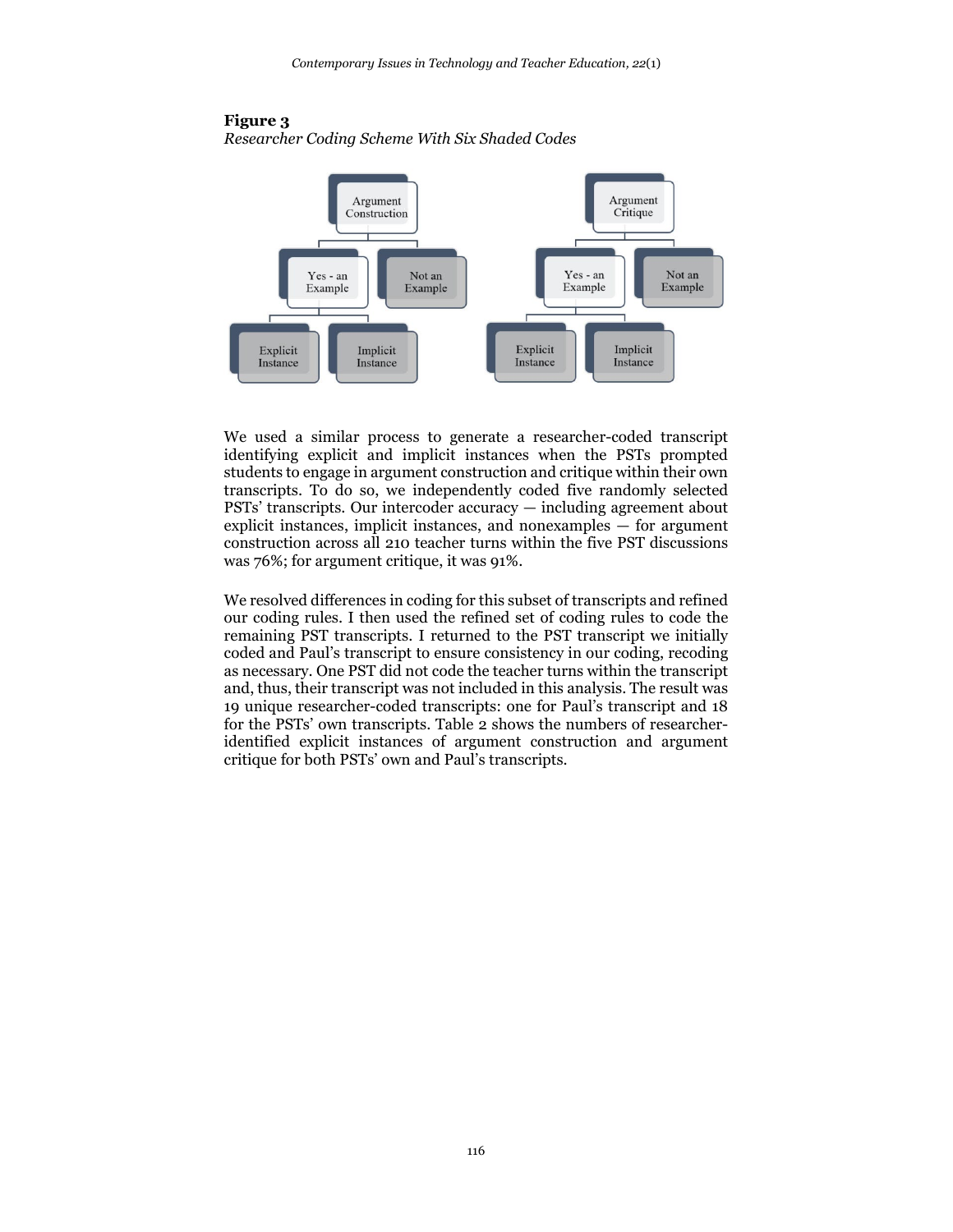**Figure 3**
*Researcher Coding Scheme With Six Shaded Codes*

We used a similar process to generate a researcher-coded transcript identifying explicit and implicit instances when the PSTs prompted students to engage in argument construction and critique within their own transcripts. To do so, we independently coded five randomly selected PSTs' transcripts. Our intercoder accuracy — including agreement about explicit instances, implicit instances, and nonexamples — for argument construction across all 210 teacher turns within the five PST discussions was 76%; for argument critique, it was 91%.

We resolved differences in coding for this subset of transcripts and refined our coding rules. I then used the refined set of coding rules to code the remaining PST transcripts. I returned to the PST transcript we initially coded and Paul's transcript to ensure consistency in our coding, recoding as necessary. One PST did not code the teacher turns within the transcript and, thus, their transcript was not included in this analysis. The result was 19 unique researcher-coded transcripts: one for Paul's transcript and 18 for the PSTs' own transcripts. Table 2 shows the numbers of researcher-identified explicit instances of argument construction and argument critique for both PSTs' own and Paul's transcripts.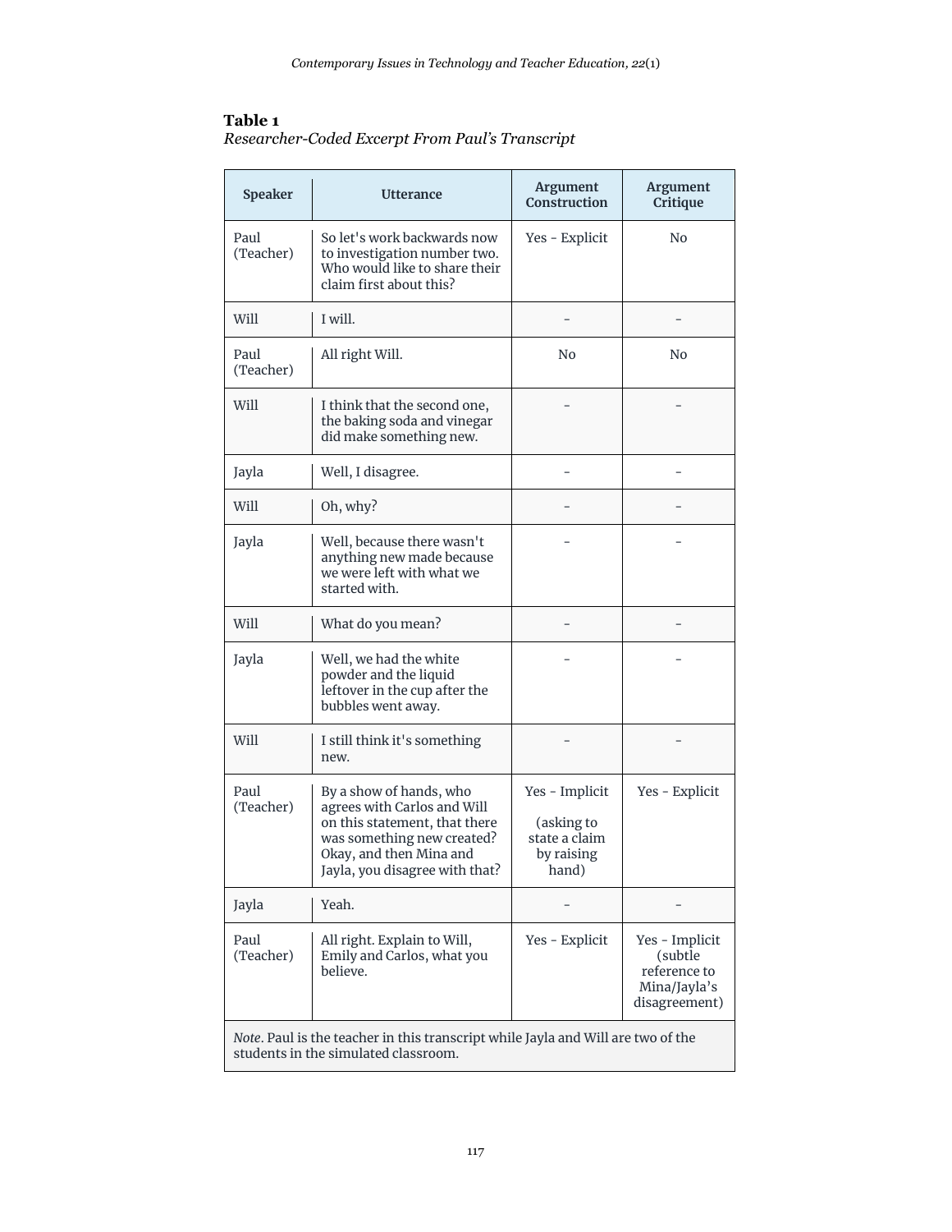**Table 1**
*Researcher-Coded Excerpt From Paul's Transcript*

| Speaker | Utterance | Argument Construction | Argument Critique |
|---|---|---|---|
| Paul (Teacher) | So let's work backwards now to investigation number two. Who would like to share their claim first about this? | Yes - Explicit | No |
| Will | I will. | - | - |
| Paul (Teacher) | All right Will. | No | No |
| Will | I think that the second one, the baking soda and vinegar did make something new. | - | - |
| Jayla | Well, I disagree. | - | - |
| Will | Oh, why? | - | - |
| Jayla | Well, because there wasn't anything new made because we were left with what we started with. | - | - |
| Will | What do you mean? | - | - |
| Jayla | Well, we had the white powder and the liquid leftover in the cup after the bubbles went away. | - | - |
| Will | I still think it's something new. | - | - |
| Paul (Teacher) | By a show of hands, who agrees with Carlos and Will on this statement, that there was something new created? Okay, and then Mina and Jayla, you disagree with that? | Yes - Implicit (asking to state a claim by raising hand) | Yes - Explicit |
| Jayla | Yeah. | - | - |
| Paul (Teacher) | All right. Explain to Will, Emily and Carlos, what you believe. | Yes - Explicit | Yes - Implicit (subtle reference to Mina/Jayla's disagreement) |

*Note*. Paul is the teacher in this transcript while Jayla and Will are two of the students in the simulated classroom.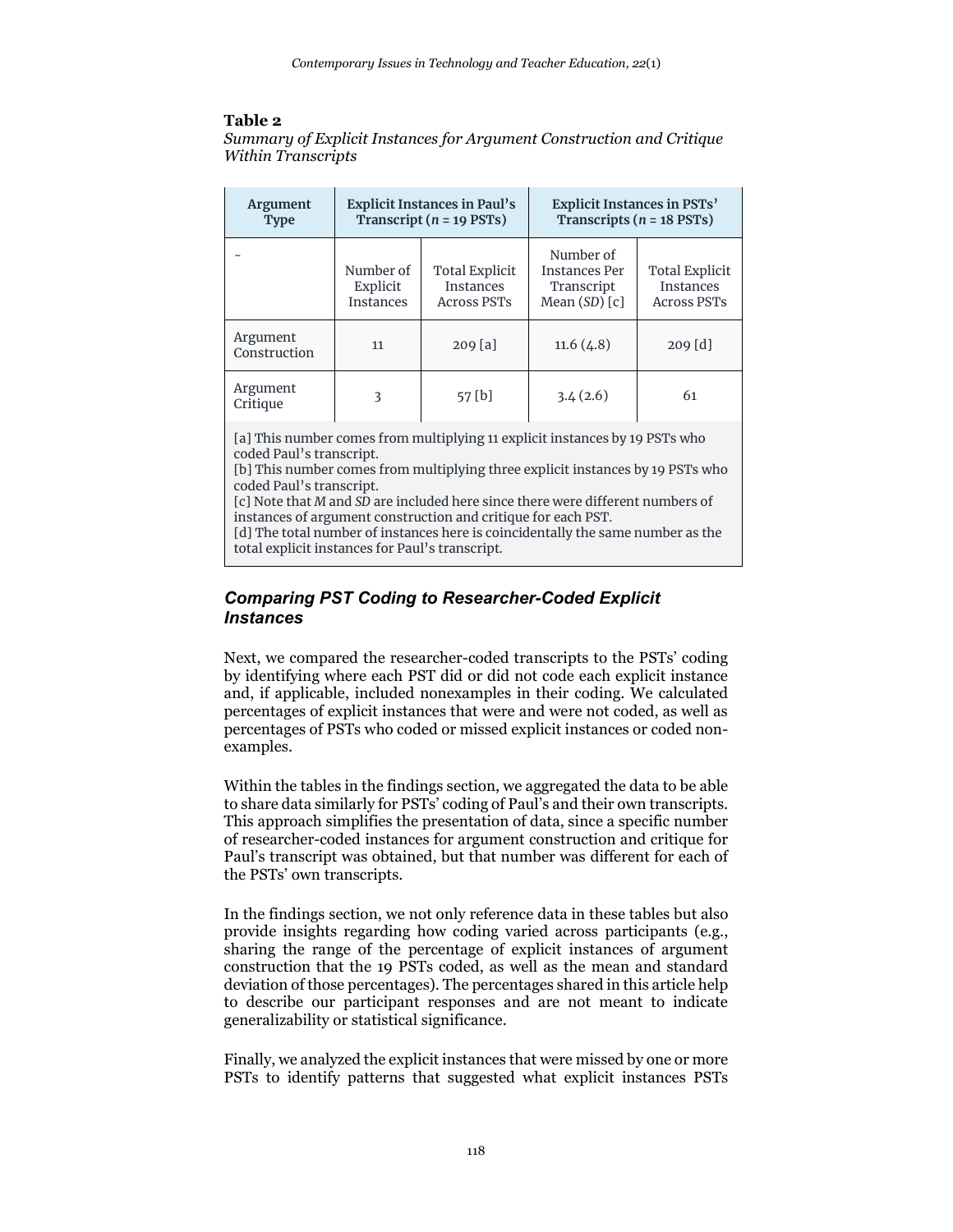**Table 2**
*Summary of Explicit Instances for Argument Construction and Critique Within Transcripts*

| Argument Type | Explicit Instances in Paul's Transcript ($n$ = 19 PSTs) | | Explicit Instances in PSTs' Transcripts ($n$ = 18 PSTs) | |
|---|---|---|---|---|
| - | Number of Explicit Instances | Total Explicit Instances Across PSTs | Number of Instances Per Transcript Mean (*SD*) [c] | Total Explicit Instances Across PSTs |
| Argument Construction | 11 | 209 [a] | 11.6 (4.8) | 209 [d] |
| Argument Critique | 3 | 57 [b] | 3.4 (2.6) | 61 |

[a] This number comes from multiplying 11 explicit instances by 19 PSTs who coded Paul's transcript.
[b] This number comes from multiplying three explicit instances by 19 PSTs who coded Paul's transcript.
[c] Note that *M* and *SD* are included here since there were different numbers of instances of argument construction and critique for each PST.
[d] The total number of instances here is coincidentally the same number as the total explicit instances for Paul's transcript.

### *Comparing PST Coding to Researcher-Coded Explicit Instances*

Next, we compared the researcher-coded transcripts to the PSTs' coding by identifying where each PST did or did not code each explicit instance and, if applicable, included nonexamples in their coding. We calculated percentages of explicit instances that were and were not coded, as well as percentages of PSTs who coded or missed explicit instances or coded non-examples.

Within the tables in the findings section, we aggregated the data to be able to share data similarly for PSTs' coding of Paul's and their own transcripts. This approach simplifies the presentation of data, since a specific number of researcher-coded instances for argument construction and critique for Paul's transcript was obtained, but that number was different for each of the PSTs' own transcripts.

In the findings section, we not only reference data in these tables but also provide insights regarding how coding varied across participants (e.g., sharing the range of the percentage of explicit instances of argument construction that the 19 PSTs coded, as well as the mean and standard deviation of those percentages). The percentages shared in this article help to describe our participant responses and are not meant to indicate generalizability or statistical significance.

Finally, we analyzed the explicit instances that were missed by one or more PSTs to identify patterns that suggested what explicit instances PSTs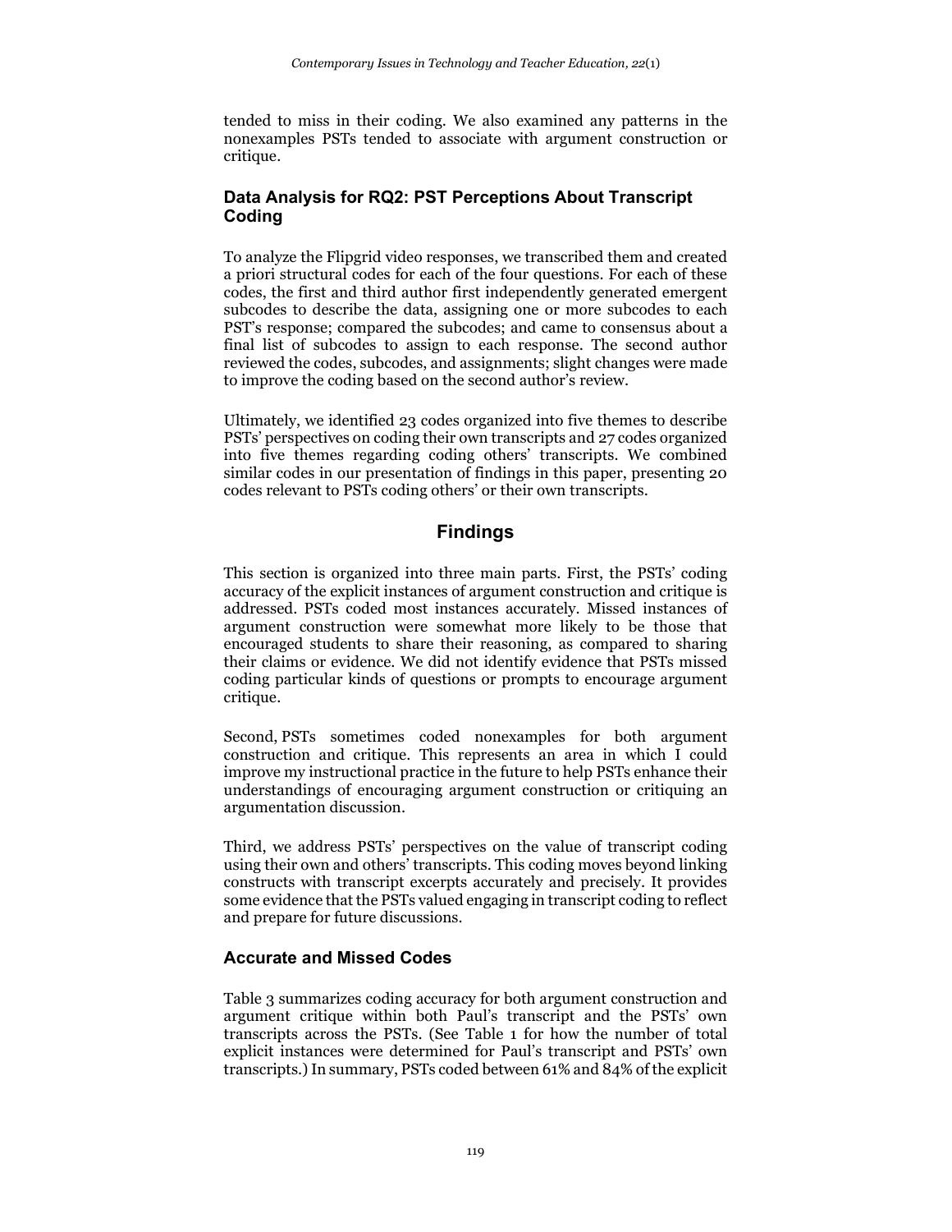tended to miss in their coding. We also examined any patterns in the nonexamples PSTs tended to associate with argument construction or critique.

### Data Analysis for RQ2: PST Perceptions About Transcript Coding

To analyze the Flipgrid video responses, we transcribed them and created a priori structural codes for each of the four questions. For each of these codes, the first and third author first independently generated emergent subcodes to describe the data, assigning one or more subcodes to each PST's response; compared the subcodes; and came to consensus about a final list of subcodes to assign to each response. The second author reviewed the codes, subcodes, and assignments; slight changes were made to improve the coding based on the second author's review.

Ultimately, we identified 23 codes organized into five themes to describe PSTs' perspectives on coding their own transcripts and 27 codes organized into five themes regarding coding others' transcripts. We combined similar codes in our presentation of findings in this paper, presenting 20 codes relevant to PSTs coding others' or their own transcripts.

## Findings

This section is organized into three main parts. First, the PSTs' coding accuracy of the explicit instances of argument construction and critique is addressed. PSTs coded most instances accurately. Missed instances of argument construction were somewhat more likely to be those that encouraged students to share their reasoning, as compared to sharing their claims or evidence. We did not identify evidence that PSTs missed coding particular kinds of questions or prompts to encourage argument critique.

Second, PSTs sometimes coded nonexamples for both argument construction and critique. This represents an area in which I could improve my instructional practice in the future to help PSTs enhance their understandings of encouraging argument construction or critiquing an argumentation discussion.

Third, we address PSTs' perspectives on the value of transcript coding using their own and others' transcripts. This coding moves beyond linking constructs with transcript excerpts accurately and precisely. It provides some evidence that the PSTs valued engaging in transcript coding to reflect and prepare for future discussions.

### Accurate and Missed Codes

Table 3 summarizes coding accuracy for both argument construction and argument critique within both Paul's transcript and the PSTs' own transcripts across the PSTs. (See Table 1 for how the number of total explicit instances were determined for Paul's transcript and PSTs' own transcripts.) In summary, PSTs coded between 61% and 84% of the explicit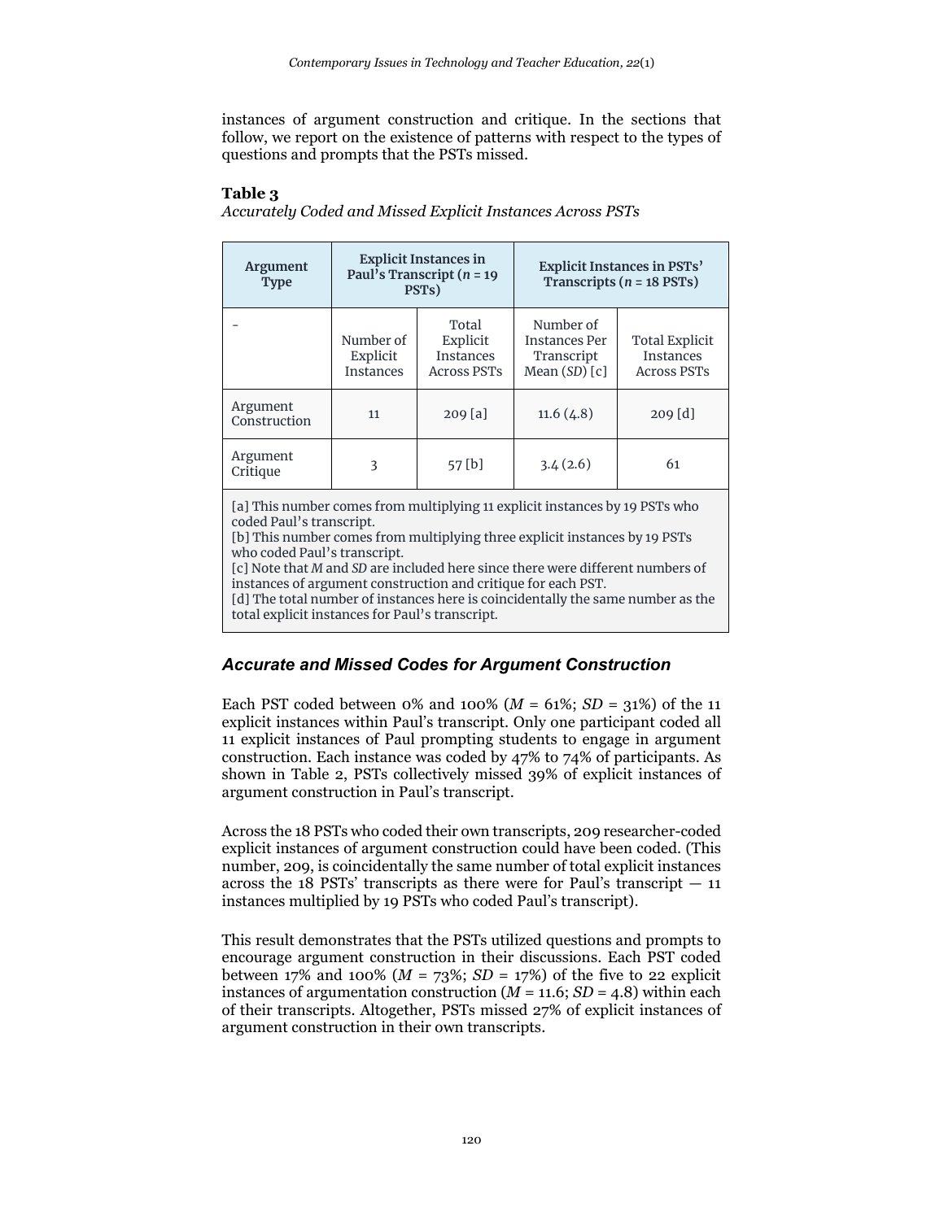instances of argument construction and critique. In the sections that follow, we report on the existence of patterns with respect to the types of questions and prompts that the PSTs missed.

**Table 3**

*Accurately Coded and Missed Explicit Instances Across PSTs*

| Argument Type | Explicit Instances in Paul's Transcript ($n$ = 19 PSTs) | | Explicit Instances in PSTs' Transcripts ($n$ = 18 PSTs) | |
|---|---|---|---|---|
| - | Number of Explicit Instances | Total Explicit Instances Across PSTs | Number of Instances Per Transcript Mean (*SD*) [c] | Total Explicit Instances Across PSTs |
| Argument Construction | 11 | 209 [a] | 11.6 (4.8) | 209 [d] |
| Argument Critique | 3 | 57 [b] | 3.4 (2.6) | 61 |

[a] This number comes from multiplying 11 explicit instances by 19 PSTs who coded Paul's transcript.
[b] This number comes from multiplying three explicit instances by 19 PSTs who coded Paul's transcript.
[c] Note that *M* and *SD* are included here since there were different numbers of instances of argument construction and critique for each PST.
[d] The total number of instances here is coincidentally the same number as the total explicit instances for Paul's transcript.

### Accurate and Missed Codes for Argument Construction

Each PST coded between 0% and 100% (*M* = 61%; *SD* = 31%) of the 11 explicit instances within Paul's transcript. Only one participant coded all 11 explicit instances of Paul prompting students to engage in argument construction. Each instance was coded by 47% to 74% of participants. As shown in Table 2, PSTs collectively missed 39% of explicit instances of argument construction in Paul's transcript.

Across the 18 PSTs who coded their own transcripts, 209 researcher-coded explicit instances of argument construction could have been coded. (This number, 209, is coincidentally the same number of total explicit instances across the 18 PSTs' transcripts as there were for Paul's transcript — 11 instances multiplied by 19 PSTs who coded Paul's transcript).

This result demonstrates that the PSTs utilized questions and prompts to encourage argument construction in their discussions. Each PST coded between 17% and 100% (*M* = 73%; *SD* = 17%) of the five to 22 explicit instances of argumentation construction (*M* = 11.6; *SD* = 4.8) within each of their transcripts. Altogether, PSTs missed 27% of explicit instances of argument construction in their own transcripts.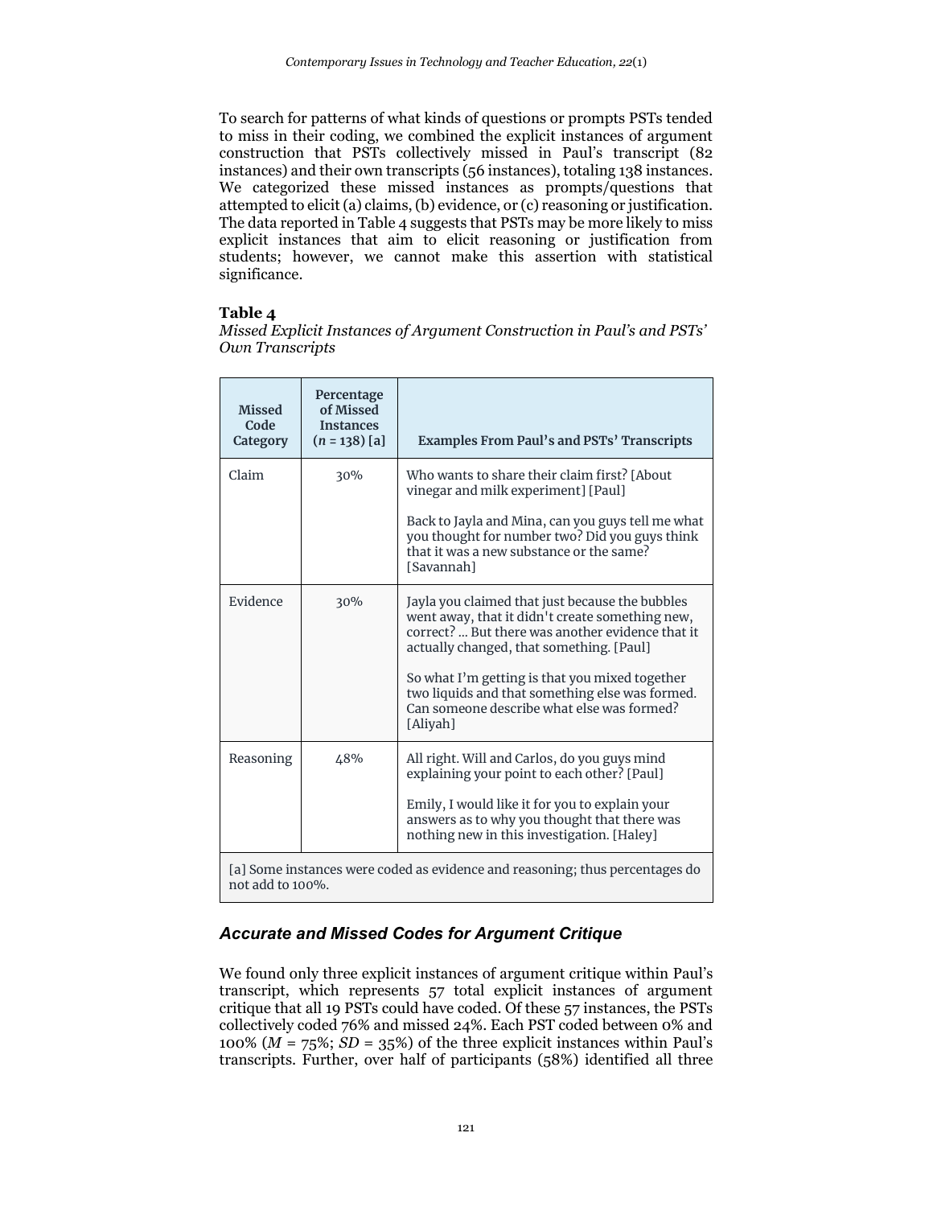To search for patterns of what kinds of questions or prompts PSTs tended to miss in their coding, we combined the explicit instances of argument construction that PSTs collectively missed in Paul's transcript (82 instances) and their own transcripts (56 instances), totaling 138 instances. We categorized these missed instances as prompts/questions that attempted to elicit (a) claims, (b) evidence, or (c) reasoning or justification. The data reported in Table 4 suggests that PSTs may be more likely to miss explicit instances that aim to elicit reasoning or justification from students; however, we cannot make this assertion with statistical significance.

**Table 4**

*Missed Explicit Instances of Argument Construction in Paul's and PSTs' Own Transcripts*

| Missed Code Category | Percentage of Missed Instances ($n$ = 138) [a] | Examples From Paul's and PSTs' Transcripts |
|---|---|---|
| Claim | 30% | Who wants to share their claim first? [About vinegar and milk experiment] [Paul]<br><br>Back to Jayla and Mina, can you guys tell me what you thought for number two? Did you guys think that it was a new substance or the same? [Savannah] |
| Evidence | 30% | Jayla you claimed that just because the bubbles went away, that it didn't create something new, correct? … But there was another evidence that it actually changed, that something. [Paul]<br><br>So what I'm getting is that you mixed together two liquids and that something else was formed. Can someone describe what else was formed? [Aliyah] |
| Reasoning | 48% | All right. Will and Carlos, do you guys mind explaining your point to each other? [Paul]<br><br>Emily, I would like it for you to explain your answers as to why you thought that there was nothing new in this investigation. [Haley] |
| [a] Some instances were coded as evidence and reasoning; thus percentages do not add to 100%. | | |

### *Accurate and Missed Codes for Argument Critique*

We found only three explicit instances of argument critique within Paul's transcript, which represents 57 total explicit instances of argument critique that all 19 PSTs could have coded. Of these 57 instances, the PSTs collectively coded 76% and missed 24%. Each PST coded between 0% and 100% ($M$ = 75%; $SD$ = 35%) of the three explicit instances within Paul's transcripts. Further, over half of participants (58%) identified all three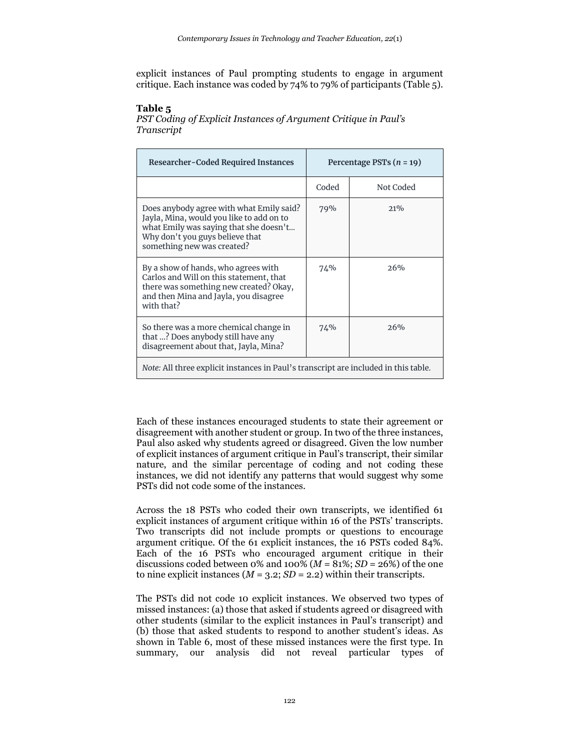explicit instances of Paul prompting students to engage in argument critique. Each instance was coded by 74% to 79% of participants (Table 5).

**Table 5**

*PST Coding of Explicit Instances of Argument Critique in Paul's Transcript*

| Researcher-Coded Required Instances | Percentage PSTs (*n* = 19) | |
|---|---|---|
| | Coded | Not Coded |
| Does anybody agree with what Emily said? Jayla, Mina, would you like to add on to what Emily was saying that she doesn't... Why don't you guys believe that something new was created? | 79% | 21% |
| By a show of hands, who agrees with Carlos and Will on this statement, that there was something new created? Okay, and then Mina and Jayla, you disagree with that? | 74% | 26% |
| So there was a more chemical change in that ...? Does anybody still have any disagreement about that, Jayla, Mina? | 74% | 26% |
| *Note:* All three explicit instances in Paul's transcript are included in this table. | | |

Each of these instances encouraged students to state their agreement or disagreement with another student or group. In two of the three instances, Paul also asked why students agreed or disagreed. Given the low number of explicit instances of argument critique in Paul's transcript, their similar nature, and the similar percentage of coding and not coding these instances, we did not identify any patterns that would suggest why some PSTs did not code some of the instances.

Across the 18 PSTs who coded their own transcripts, we identified 61 explicit instances of argument critique within 16 of the PSTs' transcripts. Two transcripts did not include prompts or questions to encourage argument critique. Of the 61 explicit instances, the 16 PSTs coded 84%. Each of the 16 PSTs who encouraged argument critique in their discussions coded between 0% and 100% ($M$ = 81%; $SD$ = 26%) of the one to nine explicit instances ($M$ = 3.2; $SD$ = 2.2) within their transcripts.

The PSTs did not code 10 explicit instances. We observed two types of missed instances: (a) those that asked if students agreed or disagreed with other students (similar to the explicit instances in Paul's transcript) and (b) those that asked students to respond to another student's ideas. As shown in Table 6, most of these missed instances were the first type. In summary, our analysis did not reveal particular types of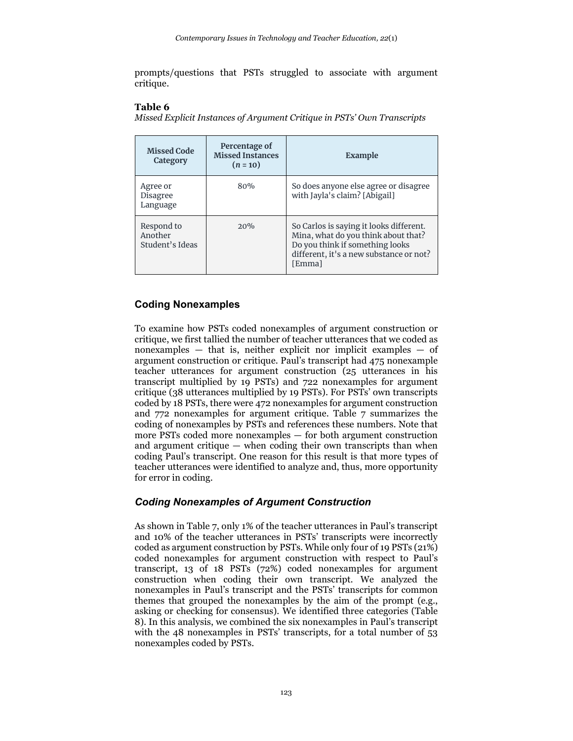prompts/questions that PSTs struggled to associate with argument critique.

**Table 6**

*Missed Explicit Instances of Argument Critique in PSTs' Own Transcripts*

| Missed Code Category | Percentage of Missed Instances ($n$ = 10) | Example |
|---|---|---|
| Agree or Disagree Language | 80% | So does anyone else agree or disagree with Jayla's claim? [Abigail] |
| Respond to Another Student's Ideas | 20% | So Carlos is saying it looks different. Mina, what do you think about that? Do you think if something looks different, it's a new substance or not? [Emma] |

## Coding Nonexamples

To examine how PSTs coded nonexamples of argument construction or critique, we first tallied the number of teacher utterances that we coded as nonexamples — that is, neither explicit nor implicit examples — of argument construction or critique. Paul's transcript had 475 nonexample teacher utterances for argument construction (25 utterances in his transcript multiplied by 19 PSTs) and 722 nonexamples for argument critique (38 utterances multiplied by 19 PSTs). For PSTs' own transcripts coded by 18 PSTs, there were 472 nonexamples for argument construction and 772 nonexamples for argument critique. Table 7 summarizes the coding of nonexamples by PSTs and references these numbers. Note that more PSTs coded more nonexamples — for both argument construction and argument critique — when coding their own transcripts than when coding Paul's transcript. One reason for this result is that more types of teacher utterances were identified to analyze and, thus, more opportunity for error in coding.

### *Coding Nonexamples of Argument Construction*

As shown in Table 7, only 1% of the teacher utterances in Paul's transcript and 10% of the teacher utterances in PSTs' transcripts were incorrectly coded as argument construction by PSTs. While only four of 19 PSTs (21%) coded nonexamples for argument construction with respect to Paul's transcript, 13 of 18 PSTs (72%) coded nonexamples for argument construction when coding their own transcript. We analyzed the nonexamples in Paul's transcript and the PSTs' transcripts for common themes that grouped the nonexamples by the aim of the prompt (e.g., asking or checking for consensus). We identified three categories (Table 8). In this analysis, we combined the six nonexamples in Paul's transcript with the 48 nonexamples in PSTs' transcripts, for a total number of 53 nonexamples coded by PSTs.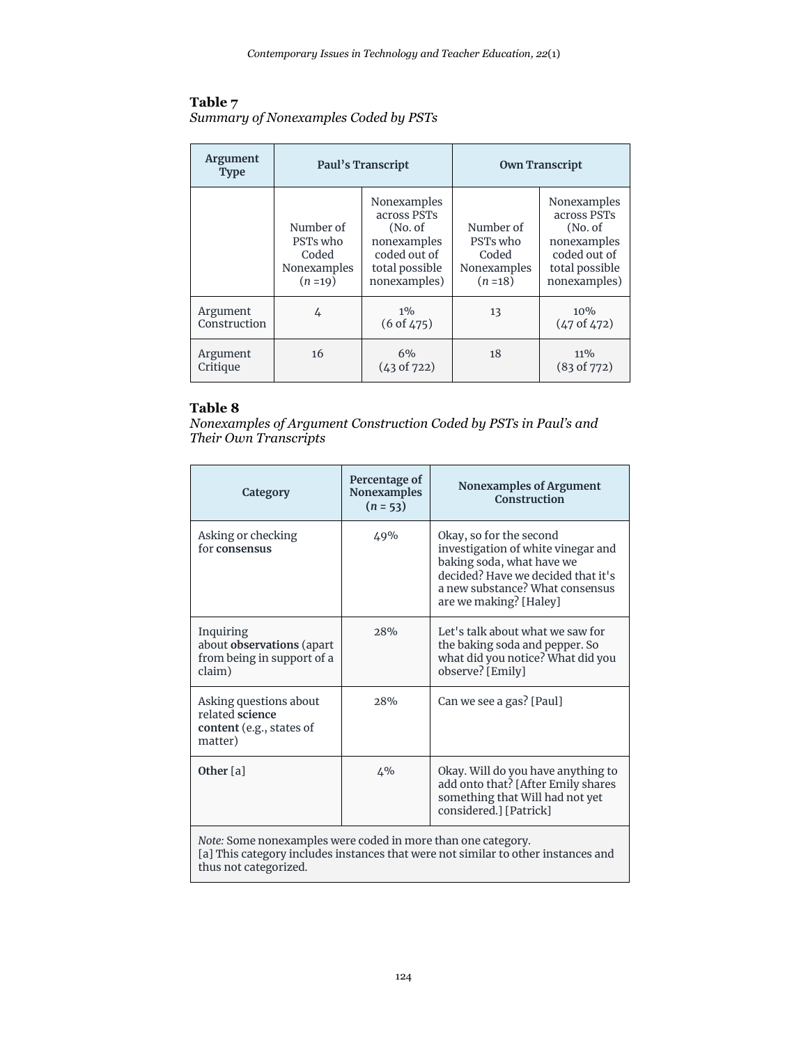**Table 7**
*Summary of Nonexamples Coded by PSTs*

| Argument Type | Paul's Transcript | | Own Transcript | |
|---|---|---|---|---|
| | Number of PSTs who Coded Nonexamples (*n* =19) | Nonexamples across PSTs (No. of nonexamples coded out of total possible nonexamples) | Number of PSTs who Coded Nonexamples (*n* =18) | Nonexamples across PSTs (No. of nonexamples coded out of total possible nonexamples) |
| Argument Construction | 4 | 1% (6 of 475) | 13 | 10% (47 of 472) |
| Argument Critique | 16 | 6% (43 of 722) | 18 | 11% (83 of 772) |

**Table 8**
*Nonexamples of Argument Construction Coded by PSTs in Paul's and Their Own Transcripts*

| Category | Percentage of Nonexamples (*n* = 53) | Nonexamples of Argument Construction |
|---|---|---|
| Asking or checking for **consensus** | 49% | Okay, so for the second investigation of white vinegar and baking soda, what have we decided? Have we decided that it's a new substance? What consensus are we making? [Haley] |
| Inquiring about **observations** (apart from being in support of a claim) | 28% | Let's talk about what we saw for the baking soda and pepper. So what did you notice? What did you observe? [Emily] |
| Asking questions about related **science content** (e.g., states of matter) | 28% | Can we see a gas? [Paul] |
| **Other** [a] | 4% | Okay. Will do you have anything to add onto that? [After Emily shares something that Will had not yet considered.] [Patrick] |

*Note:* Some nonexamples were coded in more than one category.
[a] This category includes instances that were not similar to other instances and thus not categorized.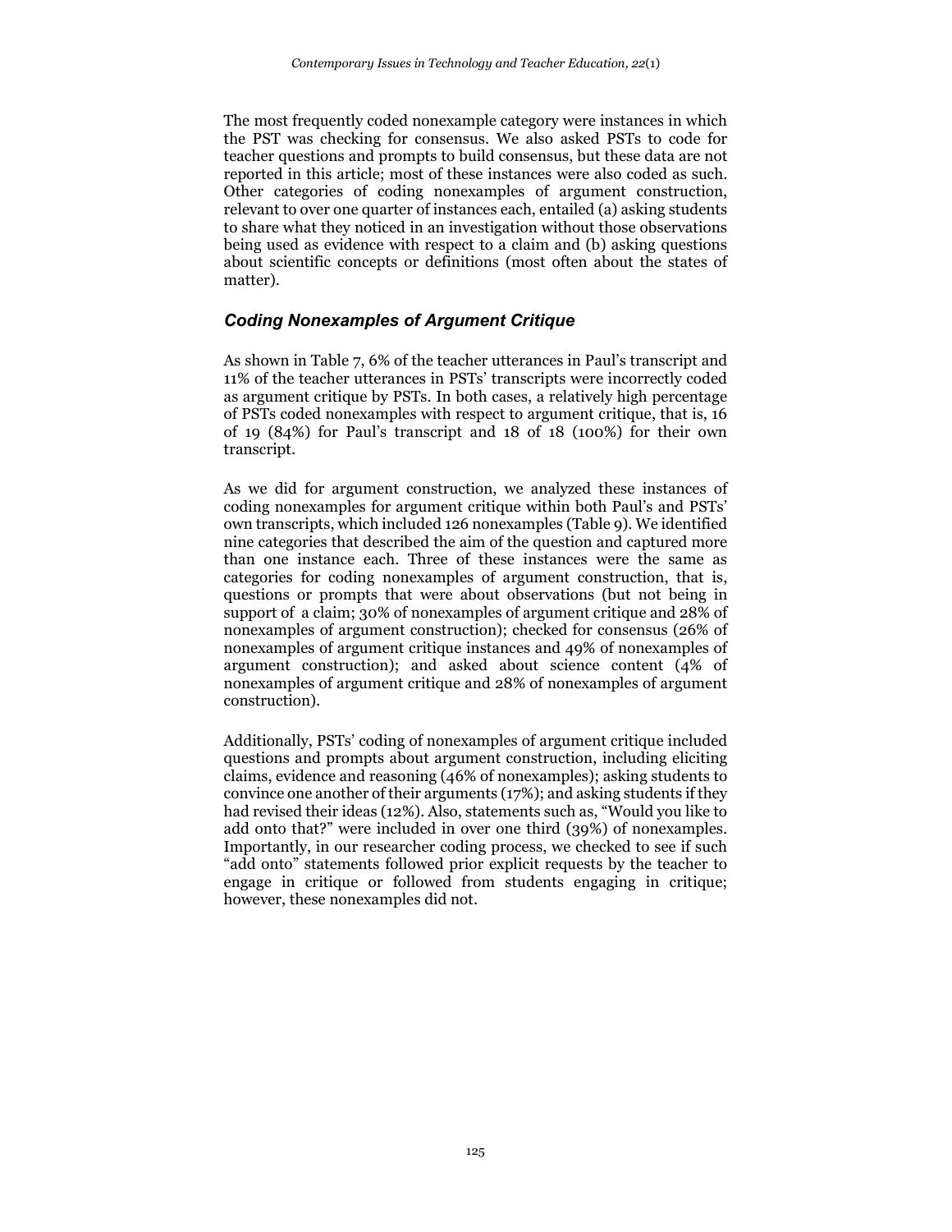The most frequently coded nonexample category were instances in which the PST was checking for consensus. We also asked PSTs to code for teacher questions and prompts to build consensus, but these data are not reported in this article; most of these instances were also coded as such. Other categories of coding nonexamples of argument construction, relevant to over one quarter of instances each, entailed (a) asking students to share what they noticed in an investigation without those observations being used as evidence with respect to a claim and (b) asking questions about scientific concepts or definitions (most often about the states of matter).

### *Coding Nonexamples of Argument Critique*

As shown in Table 7, 6% of the teacher utterances in Paul's transcript and 11% of the teacher utterances in PSTs' transcripts were incorrectly coded as argument critique by PSTs. In both cases, a relatively high percentage of PSTs coded nonexamples with respect to argument critique, that is, 16 of 19 (84%) for Paul's transcript and 18 of 18 (100%) for their own transcript.

As we did for argument construction, we analyzed these instances of coding nonexamples for argument critique within both Paul's and PSTs' own transcripts, which included 126 nonexamples (Table 9). We identified nine categories that described the aim of the question and captured more than one instance each. Three of these instances were the same as categories for coding nonexamples of argument construction, that is, questions or prompts that were about observations (but not being in support of a claim; 30% of nonexamples of argument critique and 28% of nonexamples of argument construction); checked for consensus (26% of nonexamples of argument critique instances and 49% of nonexamples of argument construction); and asked about science content (4% of nonexamples of argument critique and 28% of nonexamples of argument construction).

Additionally, PSTs' coding of nonexamples of argument critique included questions and prompts about argument construction, including eliciting claims, evidence and reasoning (46% of nonexamples); asking students to convince one another of their arguments (17%); and asking students if they had revised their ideas (12%). Also, statements such as, "Would you like to add onto that?" were included in over one third (39%) of nonexamples. Importantly, in our researcher coding process, we checked to see if such "add onto" statements followed prior explicit requests by the teacher to engage in critique or followed from students engaging in critique; however, these nonexamples did not.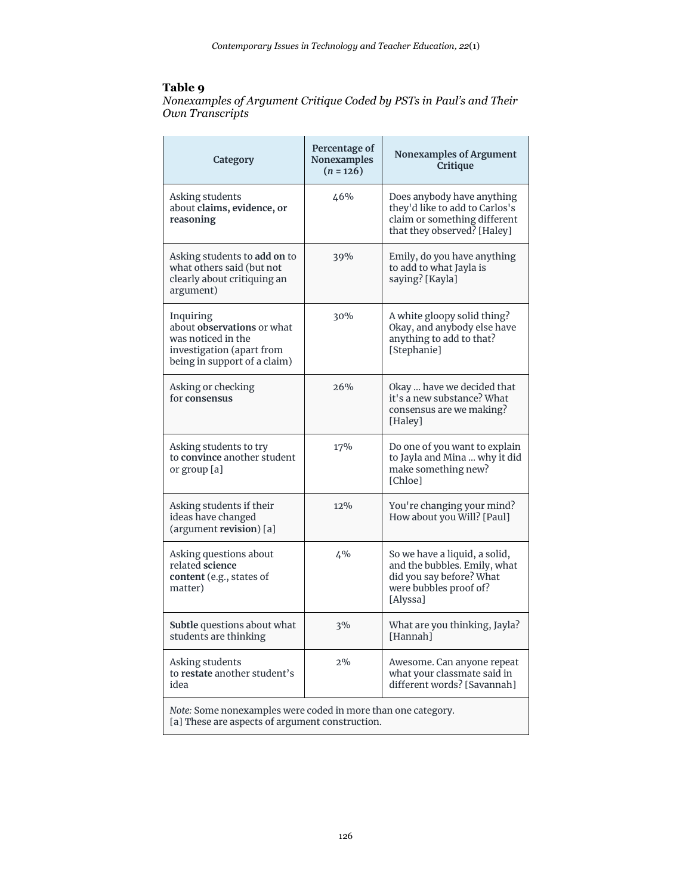**Table 9**
*Nonexamples of Argument Critique Coded by PSTs in Paul's and Their Own Transcripts*

| Category | Percentage of Nonexamples (*n* = 126) | Nonexamples of Argument Critique |
|---|---|---|
| Asking students about **claims, evidence, or reasoning** | 46% | Does anybody have anything they'd like to add to Carlos's claim or something different that they observed? [Haley] |
| Asking students to **add on** to what others said (but not clearly about critiquing an argument) | 39% | Emily, do you have anything to add to what Jayla is saying? [Kayla] |
| Inquiring about **observations** or what was noticed in the investigation (apart from being in support of a claim) | 30% | A white gloopy solid thing? Okay, and anybody else have anything to add to that? [Stephanie] |
| Asking or checking for **consensus** | 26% | Okay ... have we decided that it's a new substance? What consensus are we making? [Haley] |
| Asking students to try to **convince** another student or group [a] | 17% | Do one of you want to explain to Jayla and Mina ... why it did make something new? [Chloe] |
| Asking students if their ideas have changed (argument **revision**) [a] | 12% | You're changing your mind? How about you Will? [Paul] |
| Asking questions about related **science content** (e.g., states of matter) | 4% | So we have a liquid, a solid, and the bubbles. Emily, what did you say before? What were bubbles proof of? [Alyssa] |
| **Subtle** questions about what students are thinking | 3% | What are you thinking, Jayla? [Hannah] |
| Asking students to **restate** another student's idea | 2% | Awesome. Can anyone repeat what your classmate said in different words? [Savannah] |

*Note:* Some nonexamples were coded in more than one category.
[a] These are aspects of argument construction.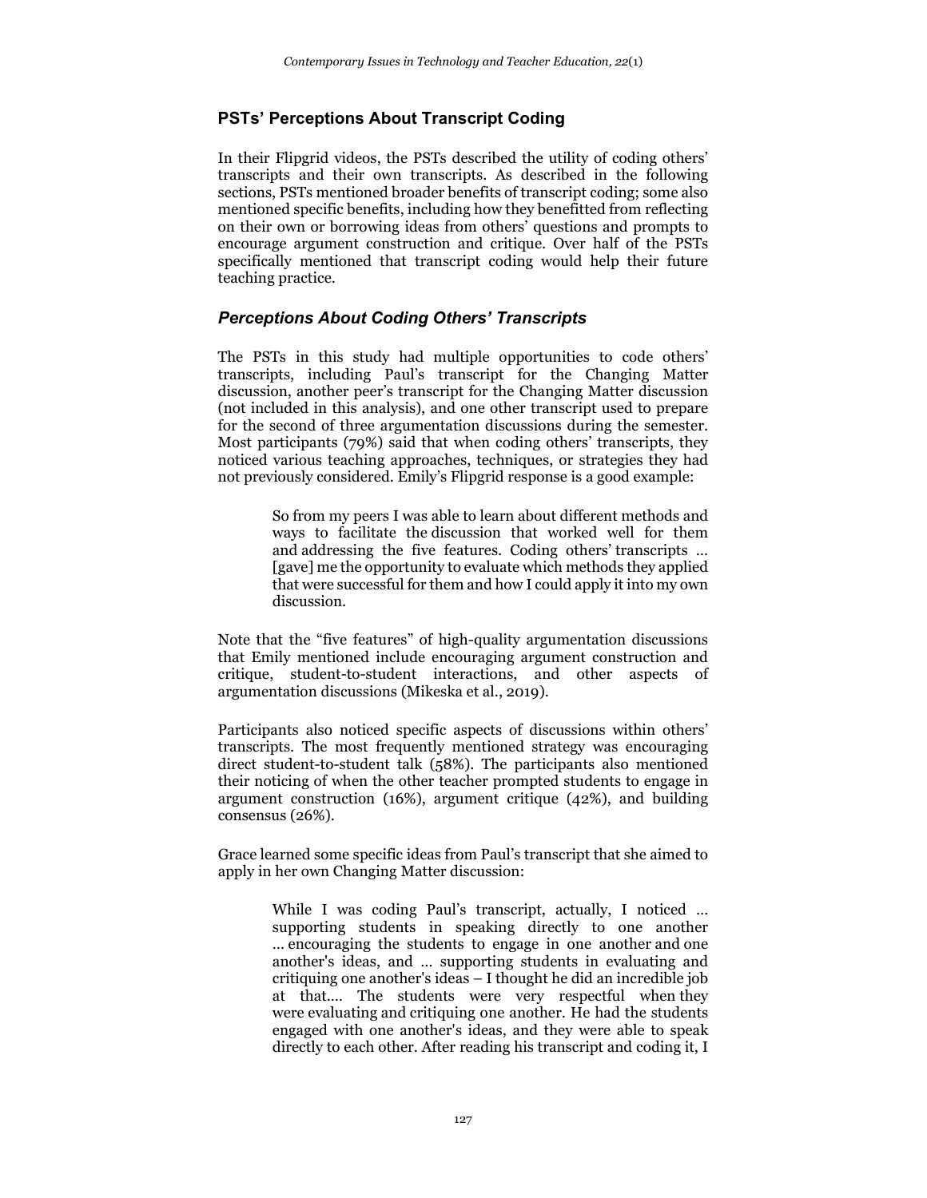## PSTs' Perceptions About Transcript Coding

In their Flipgrid videos, the PSTs described the utility of coding others' transcripts and their own transcripts. As described in the following sections, PSTs mentioned broader benefits of transcript coding; some also mentioned specific benefits, including how they benefitted from reflecting on their own or borrowing ideas from others' questions and prompts to encourage argument construction and critique. Over half of the PSTs specifically mentioned that transcript coding would help their future teaching practice.

### *Perceptions About Coding Others' Transcripts*

The PSTs in this study had multiple opportunities to code others' transcripts, including Paul's transcript for the Changing Matter discussion, another peer's transcript for the Changing Matter discussion (not included in this analysis), and one other transcript used to prepare for the second of three argumentation discussions during the semester. Most participants (79%) said that when coding others' transcripts, they noticed various teaching approaches, techniques, or strategies they had not previously considered. Emily's Flipgrid response is a good example:

> So from my peers I was able to learn about different methods and ways to facilitate the discussion that worked well for them and addressing the five features. Coding others' transcripts … [gave] me the opportunity to evaluate which methods they applied that were successful for them and how I could apply it into my own discussion.

Note that the "five features" of high-quality argumentation discussions that Emily mentioned include encouraging argument construction and critique, student-to-student interactions, and other aspects of argumentation discussions (Mikeska et al., 2019).

Participants also noticed specific aspects of discussions within others' transcripts. The most frequently mentioned strategy was encouraging direct student-to-student talk (58%). The participants also mentioned their noticing of when the other teacher prompted students to engage in argument construction (16%), argument critique (42%), and building consensus (26%).

Grace learned some specific ideas from Paul's transcript that she aimed to apply in her own Changing Matter discussion:

> While I was coding Paul's transcript, actually, I noticed … supporting students in speaking directly to one another … encouraging the students to engage in one another and one another's ideas, and … supporting students in evaluating and critiquing one another's ideas – I thought he did an incredible job at that…. The students were very respectful when they were evaluating and critiquing one another. He had the students engaged with one another's ideas, and they were able to speak directly to each other. After reading his transcript and coding it, I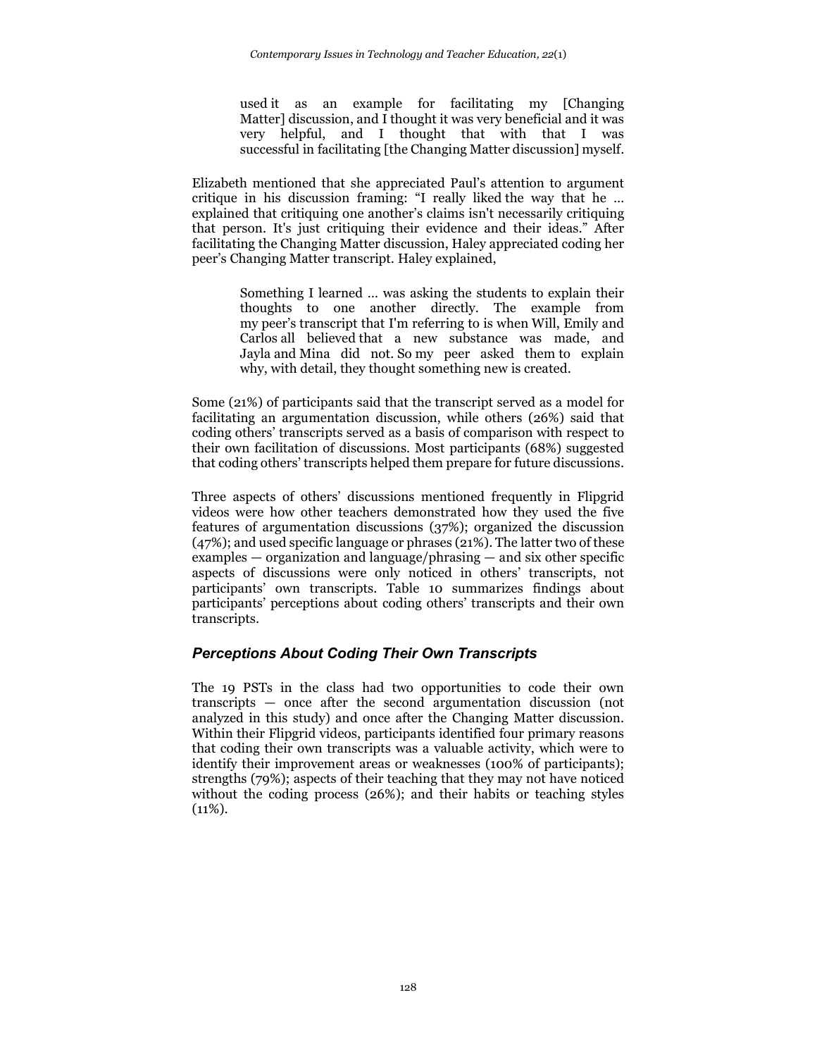> used it as an example for facilitating my [Changing Matter] discussion, and I thought it was very beneficial and it was very helpful, and I thought that with that I was successful in facilitating [the Changing Matter discussion] myself.

Elizabeth mentioned that she appreciated Paul's attention to argument critique in his discussion framing: "I really liked the way that he … explained that critiquing one another's claims isn't necessarily critiquing that person. It's just critiquing their evidence and their ideas." After facilitating the Changing Matter discussion, Haley appreciated coding her peer's Changing Matter transcript. Haley explained,

> Something I learned … was asking the students to explain their thoughts to one another directly. The example from my peer's transcript that I'm referring to is when Will, Emily and Carlos all believed that a new substance was made, and Jayla and Mina did not. So my peer asked them to explain why, with detail, they thought something new is created.

Some (21%) of participants said that the transcript served as a model for facilitating an argumentation discussion, while others (26%) said that coding others' transcripts served as a basis of comparison with respect to their own facilitation of discussions. Most participants (68%) suggested that coding others' transcripts helped them prepare for future discussions.

Three aspects of others' discussions mentioned frequently in Flipgrid videos were how other teachers demonstrated how they used the five features of argumentation discussions (37%); organized the discussion (47%); and used specific language or phrases (21%). The latter two of these examples — organization and language/phrasing — and six other specific aspects of discussions were only noticed in others' transcripts, not participants' own transcripts. Table 10 summarizes findings about participants' perceptions about coding others' transcripts and their own transcripts.

### *Perceptions About Coding Their Own Transcripts*

The 19 PSTs in the class had two opportunities to code their own transcripts — once after the second argumentation discussion (not analyzed in this study) and once after the Changing Matter discussion. Within their Flipgrid videos, participants identified four primary reasons that coding their own transcripts was a valuable activity, which were to identify their improvement areas or weaknesses (100% of participants); strengths (79%); aspects of their teaching that they may not have noticed without the coding process (26%); and their habits or teaching styles (11%).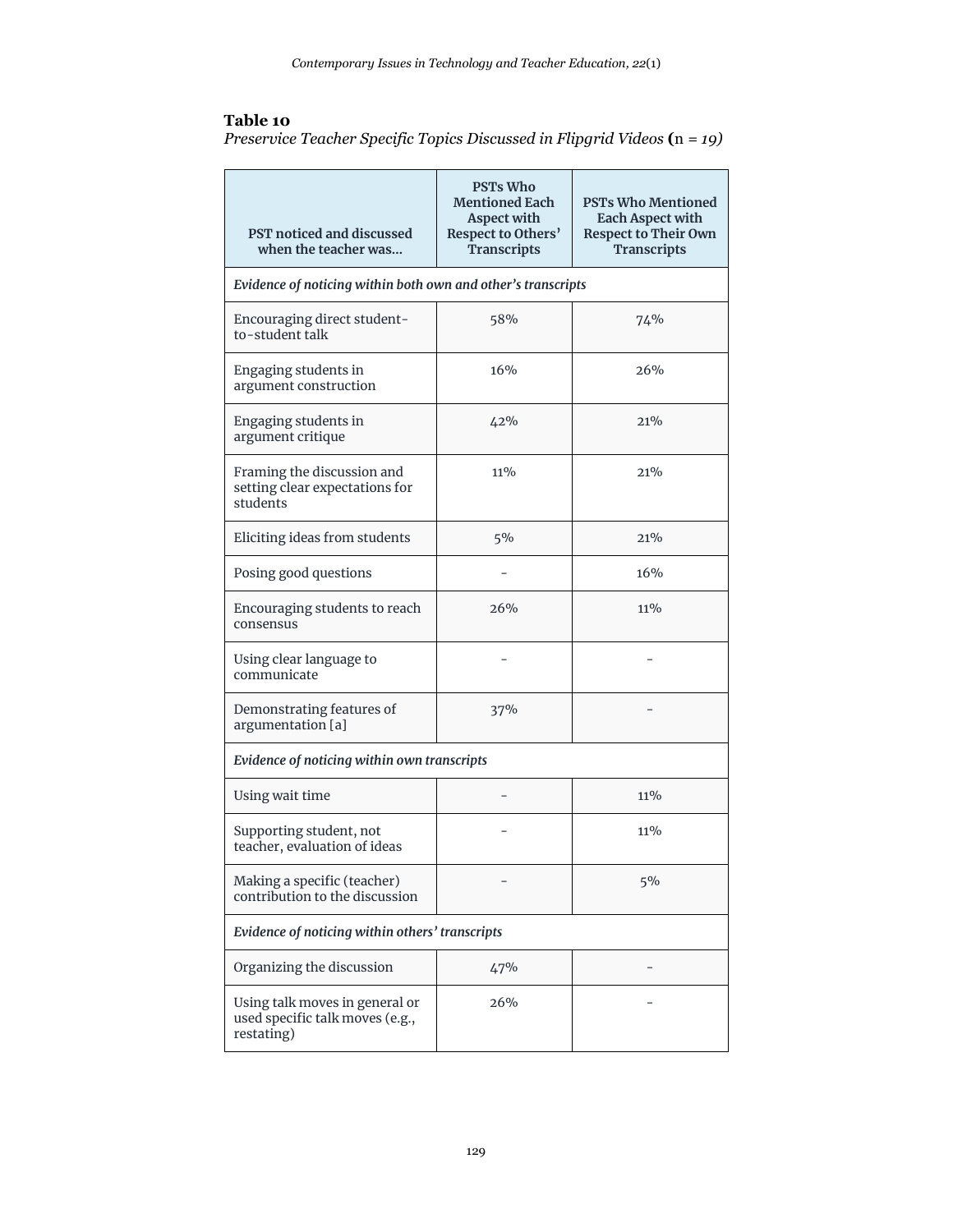**Table 10**

*Preservice Teacher Specific Topics Discussed in Flipgrid Videos* (n = *19)*

| PST noticed and discussed when the teacher was… | PSTs Who Mentioned Each Aspect with Respect to Others' Transcripts | PSTs Who Mentioned Each Aspect with Respect to Their Own Transcripts |
|---|---|---|
| ***Evidence of noticing within both own and other's transcripts*** | | |
| Encouraging direct student-to-student talk | 58% | 74% |
| Engaging students in argument construction | 16% | 26% |
| Engaging students in argument critique | 42% | 21% |
| Framing the discussion and setting clear expectations for students | 11% | 21% |
| Eliciting ideas from students | 5% | 21% |
| Posing good questions | - | 16% |
| Encouraging students to reach consensus | 26% | 11% |
| Using clear language to communicate | - | - |
| Demonstrating features of argumentation [a] | 37% | - |
| ***Evidence of noticing within own transcripts*** | | |
| Using wait time | - | 11% |
| Supporting student, not teacher, evaluation of ideas | - | 11% |
| Making a specific (teacher) contribution to the discussion | - | 5% |
| ***Evidence of noticing within others' transcripts*** | | |
| Organizing the discussion | 47% | - |
| Using talk moves in general or used specific talk moves (e.g., restating) | 26% | - |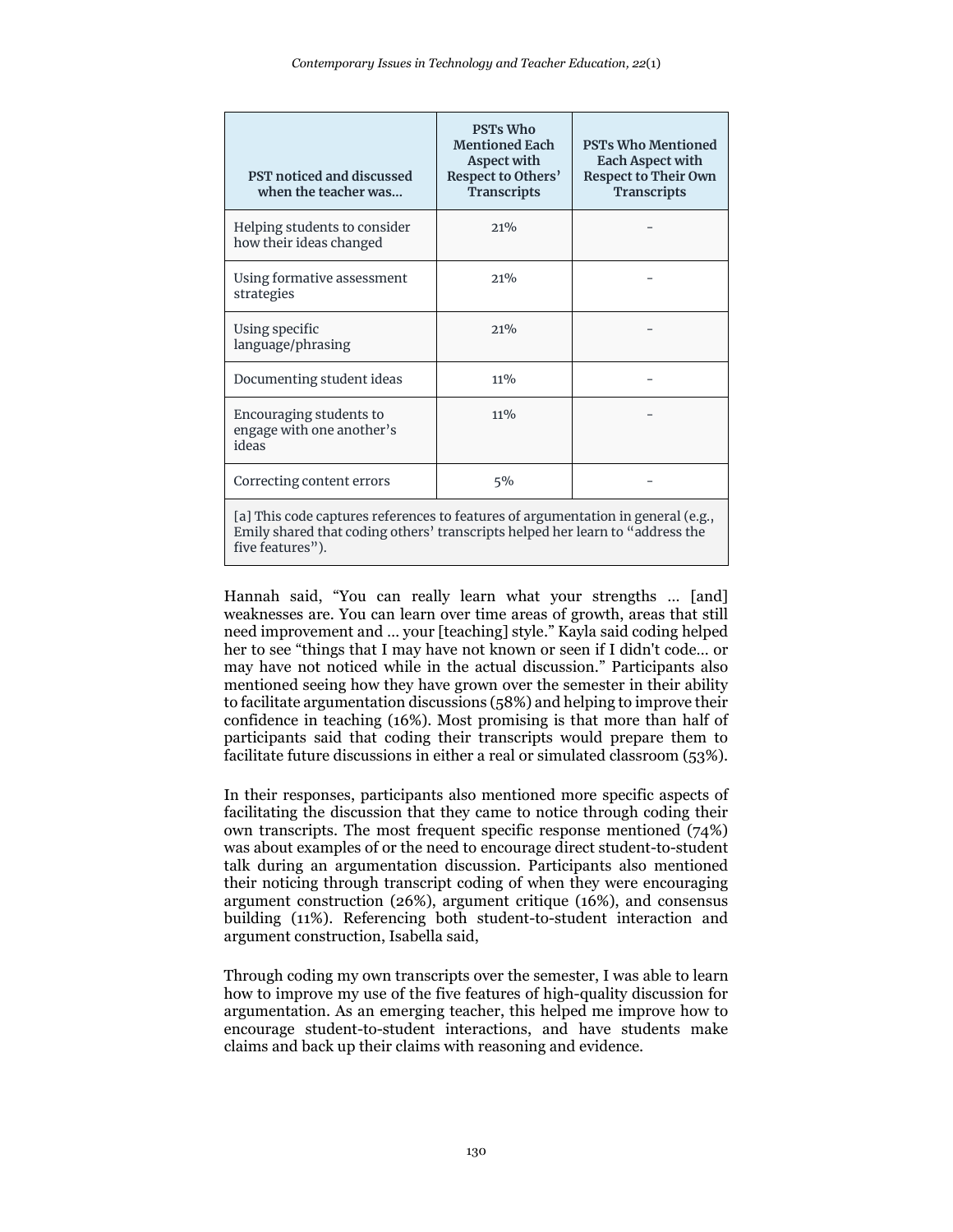| PST noticed and discussed when the teacher was… | PSTs Who Mentioned Each Aspect with Respect to Others' Transcripts | PSTs Who Mentioned Each Aspect with Respect to Their Own Transcripts |
|---|---|---|
| Helping students to consider how their ideas changed | 21% | - |
| Using formative assessment strategies | 21% | - |
| Using specific language/phrasing | 21% | - |
| Documenting student ideas | 11% | - |
| Encouraging students to engage with one another's ideas | 11% | - |
| Correcting content errors | 5% | - |
| [a] This code captures references to features of argumentation in general (e.g., Emily shared that coding others' transcripts helped her learn to "address the five features"). | | |

Hannah said, "You can really learn what your strengths … [and] weaknesses are. You can learn over time areas of growth, areas that still need improvement and … your [teaching] style." Kayla said coding helped her to see "things that I may have not known or seen if I didn't code… or may have not noticed while in the actual discussion." Participants also mentioned seeing how they have grown over the semester in their ability to facilitate argumentation discussions (58%) and helping to improve their confidence in teaching (16%). Most promising is that more than half of participants said that coding their transcripts would prepare them to facilitate future discussions in either a real or simulated classroom (53%).

In their responses, participants also mentioned more specific aspects of facilitating the discussion that they came to notice through coding their own transcripts. The most frequent specific response mentioned (74%) was about examples of or the need to encourage direct student-to-student talk during an argumentation discussion. Participants also mentioned their noticing through transcript coding of when they were encouraging argument construction (26%), argument critique (16%), and consensus building (11%). Referencing both student-to-student interaction and argument construction, Isabella said,

Through coding my own transcripts over the semester, I was able to learn how to improve my use of the five features of high-quality discussion for argumentation. As an emerging teacher, this helped me improve how to encourage student-to-student interactions, and have students make claims and back up their claims with reasoning and evidence.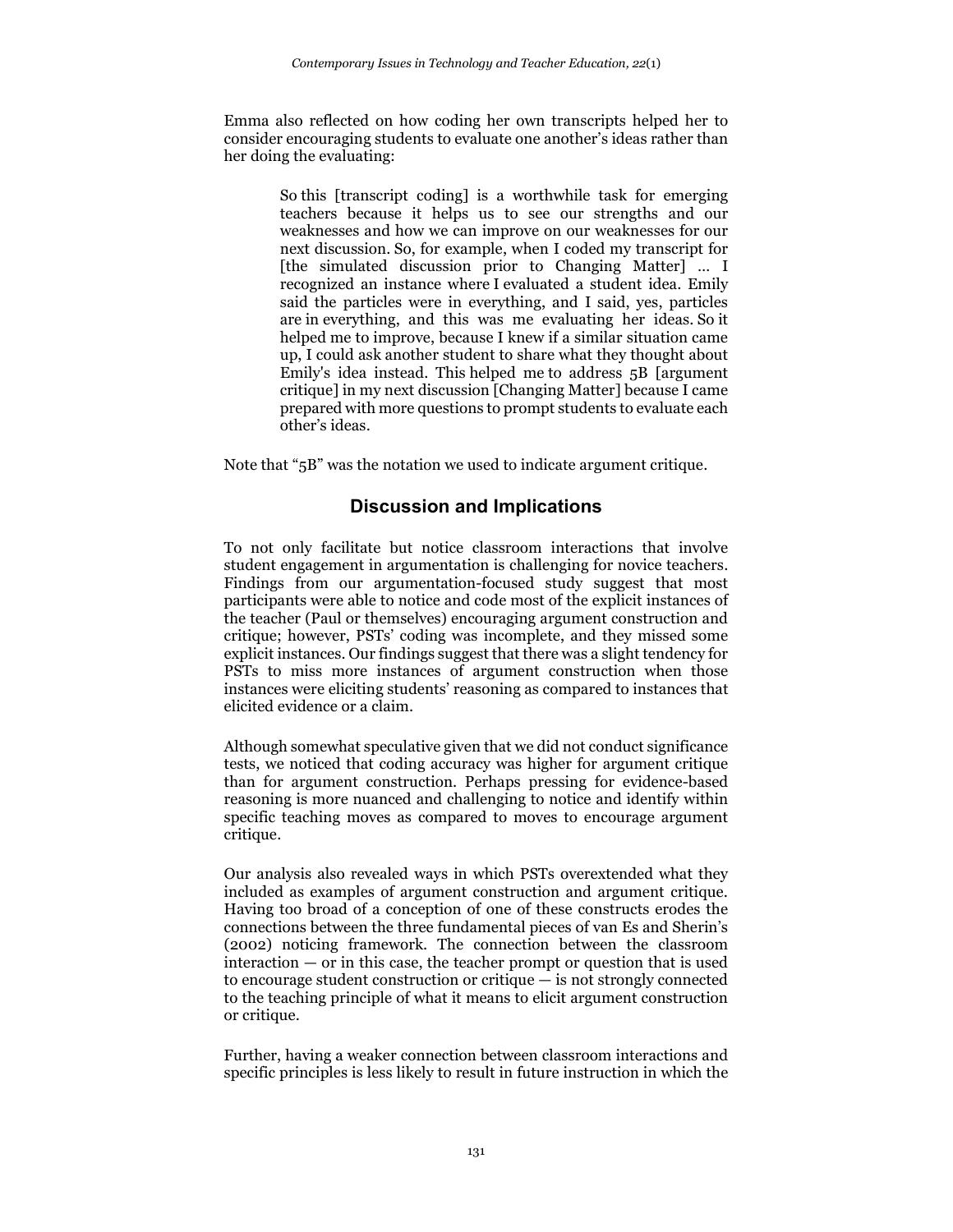Emma also reflected on how coding her own transcripts helped her to consider encouraging students to evaluate one another's ideas rather than her doing the evaluating:

> So this [transcript coding] is a worthwhile task for emerging teachers because it helps us to see our strengths and our weaknesses and how we can improve on our weaknesses for our next discussion. So, for example, when I coded my transcript for [the simulated discussion prior to Changing Matter] … I recognized an instance where I evaluated a student idea. Emily said the particles were in everything, and I said, yes, particles are in everything, and this was me evaluating her ideas. So it helped me to improve, because I knew if a similar situation came up, I could ask another student to share what they thought about Emily's idea instead. This helped me to address 5B [argument critique] in my next discussion [Changing Matter] because I came prepared with more questions to prompt students to evaluate each other's ideas.

Note that "5B" was the notation we used to indicate argument critique.

## Discussion and Implications

To not only facilitate but notice classroom interactions that involve student engagement in argumentation is challenging for novice teachers. Findings from our argumentation-focused study suggest that most participants were able to notice and code most of the explicit instances of the teacher (Paul or themselves) encouraging argument construction and critique; however, PSTs' coding was incomplete, and they missed some explicit instances. Our findings suggest that there was a slight tendency for PSTs to miss more instances of argument construction when those instances were eliciting students' reasoning as compared to instances that elicited evidence or a claim.

Although somewhat speculative given that we did not conduct significance tests, we noticed that coding accuracy was higher for argument critique than for argument construction. Perhaps pressing for evidence-based reasoning is more nuanced and challenging to notice and identify within specific teaching moves as compared to moves to encourage argument critique.

Our analysis also revealed ways in which PSTs overextended what they included as examples of argument construction and argument critique. Having too broad of a conception of one of these constructs erodes the connections between the three fundamental pieces of van Es and Sherin's (2002) noticing framework. The connection between the classroom interaction — or in this case, the teacher prompt or question that is used to encourage student construction or critique — is not strongly connected to the teaching principle of what it means to elicit argument construction or critique.

Further, having a weaker connection between classroom interactions and specific principles is less likely to result in future instruction in which the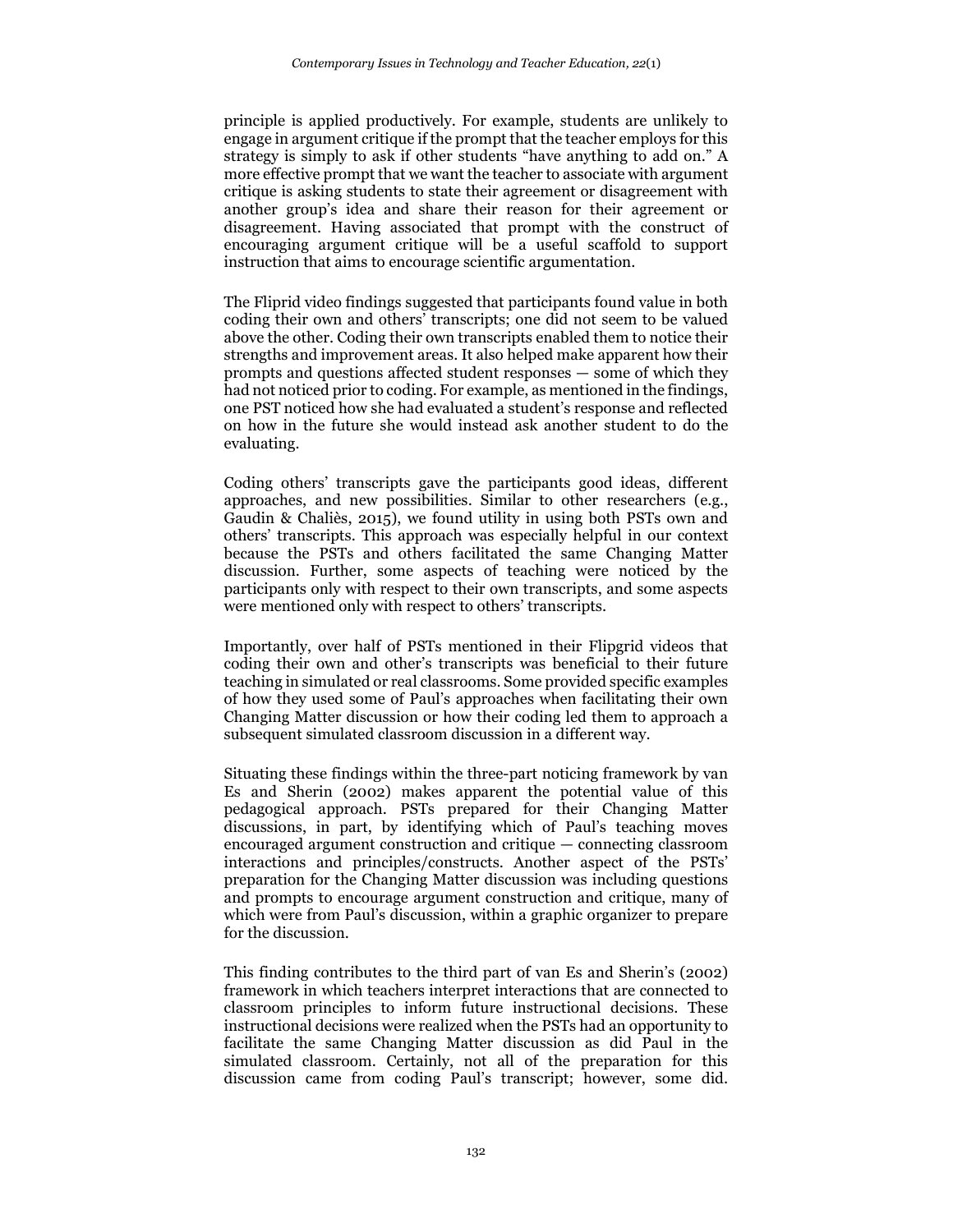principle is applied productively. For example, students are unlikely to engage in argument critique if the prompt that the teacher employs for this strategy is simply to ask if other students "have anything to add on." A more effective prompt that we want the teacher to associate with argument critique is asking students to state their agreement or disagreement with another group's idea and share their reason for their agreement or disagreement. Having associated that prompt with the construct of encouraging argument critique will be a useful scaffold to support instruction that aims to encourage scientific argumentation.

The Fliprid video findings suggested that participants found value in both coding their own and others' transcripts; one did not seem to be valued above the other. Coding their own transcripts enabled them to notice their strengths and improvement areas. It also helped make apparent how their prompts and questions affected student responses — some of which they had not noticed prior to coding. For example, as mentioned in the findings, one PST noticed how she had evaluated a student's response and reflected on how in the future she would instead ask another student to do the evaluating.

Coding others' transcripts gave the participants good ideas, different approaches, and new possibilities. Similar to other researchers (e.g., Gaudin & Chaliès, 2015), we found utility in using both PSTs own and others' transcripts. This approach was especially helpful in our context because the PSTs and others facilitated the same Changing Matter discussion. Further, some aspects of teaching were noticed by the participants only with respect to their own transcripts, and some aspects were mentioned only with respect to others' transcripts.

Importantly, over half of PSTs mentioned in their Flipgrid videos that coding their own and other's transcripts was beneficial to their future teaching in simulated or real classrooms. Some provided specific examples of how they used some of Paul's approaches when facilitating their own Changing Matter discussion or how their coding led them to approach a subsequent simulated classroom discussion in a different way.

Situating these findings within the three-part noticing framework by van Es and Sherin (2002) makes apparent the potential value of this pedagogical approach. PSTs prepared for their Changing Matter discussions, in part, by identifying which of Paul's teaching moves encouraged argument construction and critique — connecting classroom interactions and principles/constructs. Another aspect of the PSTs' preparation for the Changing Matter discussion was including questions and prompts to encourage argument construction and critique, many of which were from Paul's discussion, within a graphic organizer to prepare for the discussion.

This finding contributes to the third part of van Es and Sherin's (2002) framework in which teachers interpret interactions that are connected to classroom principles to inform future instructional decisions. These instructional decisions were realized when the PSTs had an opportunity to facilitate the same Changing Matter discussion as did Paul in the simulated classroom. Certainly, not all of the preparation for this discussion came from coding Paul's transcript; however, some did.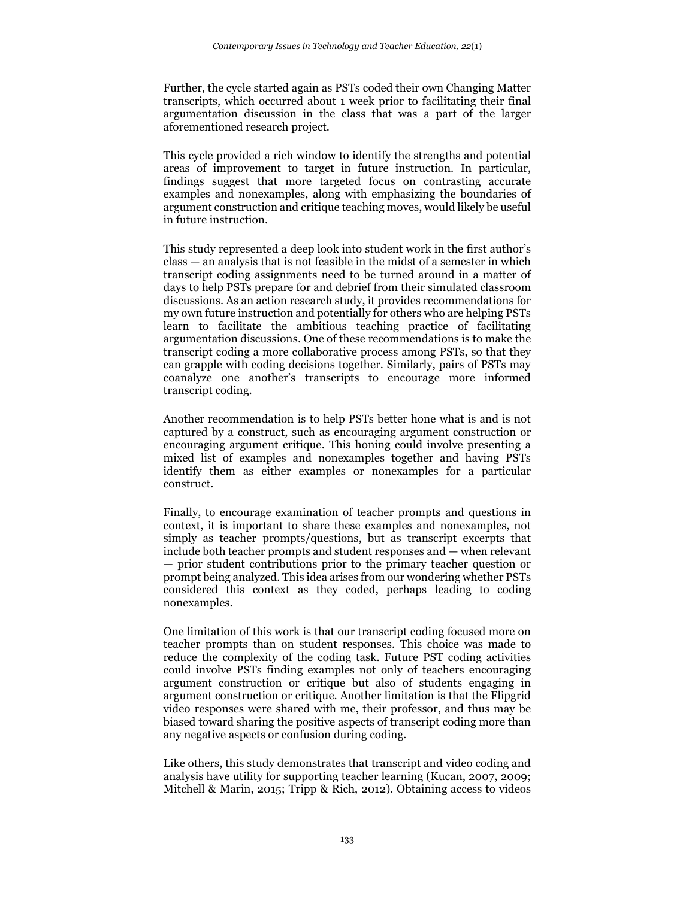Further, the cycle started again as PSTs coded their own Changing Matter transcripts, which occurred about 1 week prior to facilitating their final argumentation discussion in the class that was a part of the larger aforementioned research project.

This cycle provided a rich window to identify the strengths and potential areas of improvement to target in future instruction. In particular, findings suggest that more targeted focus on contrasting accurate examples and nonexamples, along with emphasizing the boundaries of argument construction and critique teaching moves, would likely be useful in future instruction.

This study represented a deep look into student work in the first author's class — an analysis that is not feasible in the midst of a semester in which transcript coding assignments need to be turned around in a matter of days to help PSTs prepare for and debrief from their simulated classroom discussions. As an action research study, it provides recommendations for my own future instruction and potentially for others who are helping PSTs learn to facilitate the ambitious teaching practice of facilitating argumentation discussions. One of these recommendations is to make the transcript coding a more collaborative process among PSTs, so that they can grapple with coding decisions together. Similarly, pairs of PSTs may coanalyze one another's transcripts to encourage more informed transcript coding.

Another recommendation is to help PSTs better hone what is and is not captured by a construct, such as encouraging argument construction or encouraging argument critique. This honing could involve presenting a mixed list of examples and nonexamples together and having PSTs identify them as either examples or nonexamples for a particular construct.

Finally, to encourage examination of teacher prompts and questions in context, it is important to share these examples and nonexamples, not simply as teacher prompts/questions, but as transcript excerpts that include both teacher prompts and student responses and — when relevant — prior student contributions prior to the primary teacher question or prompt being analyzed. This idea arises from our wondering whether PSTs considered this context as they coded, perhaps leading to coding nonexamples.

One limitation of this work is that our transcript coding focused more on teacher prompts than on student responses. This choice was made to reduce the complexity of the coding task. Future PST coding activities could involve PSTs finding examples not only of teachers encouraging argument construction or critique but also of students engaging in argument construction or critique. Another limitation is that the Flipgrid video responses were shared with me, their professor, and thus may be biased toward sharing the positive aspects of transcript coding more than any negative aspects or confusion during coding.

Like others, this study demonstrates that transcript and video coding and analysis have utility for supporting teacher learning (Kucan, 2007, 2009; Mitchell & Marin, 2015; Tripp & Rich, 2012). Obtaining access to videos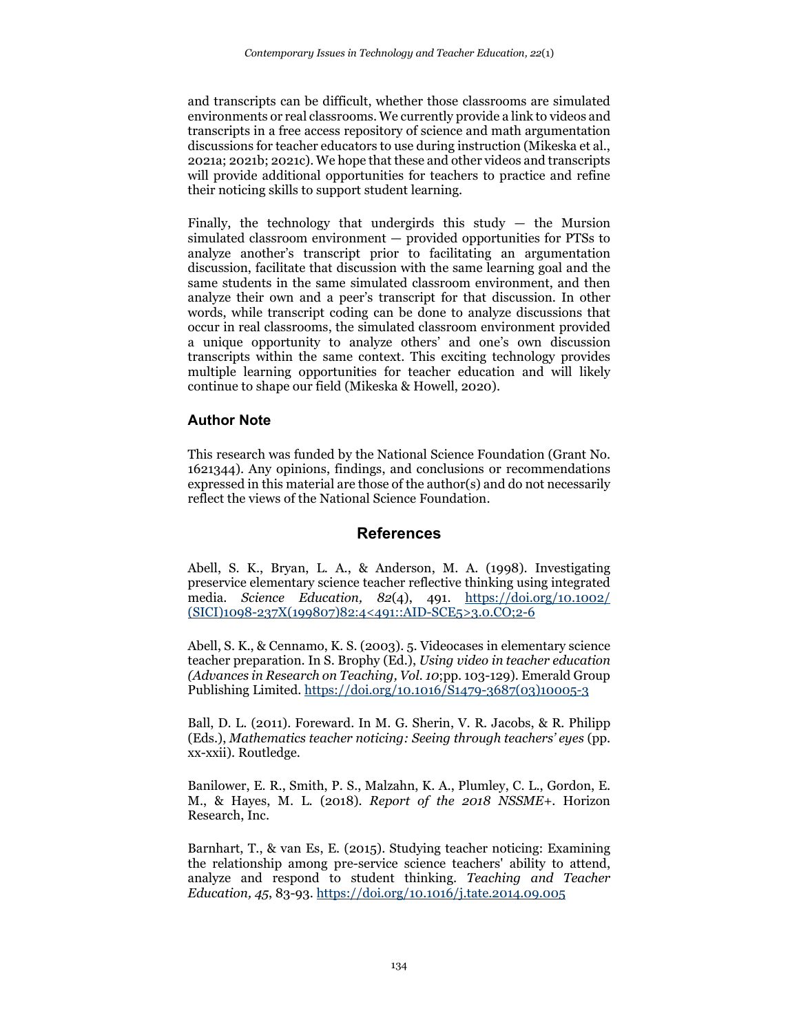and transcripts can be difficult, whether those classrooms are simulated environments or real classrooms. We currently provide a link to videos and transcripts in a free access repository of science and math argumentation discussions for teacher educators to use during instruction (Mikeska et al., 2021a; 2021b; 2021c). We hope that these and other videos and transcripts will provide additional opportunities for teachers to practice and refine their noticing skills to support student learning.

Finally, the technology that undergirds this study — the Mursion simulated classroom environment — provided opportunities for PTSs to analyze another's transcript prior to facilitating an argumentation discussion, facilitate that discussion with the same learning goal and the same students in the same simulated classroom environment, and then analyze their own and a peer's transcript for that discussion. In other words, while transcript coding can be done to analyze discussions that occur in real classrooms, the simulated classroom environment provided a unique opportunity to analyze others' and one's own discussion transcripts within the same context. This exciting technology provides multiple learning opportunities for teacher education and will likely continue to shape our field (Mikeska & Howell, 2020).

### Author Note

This research was funded by the National Science Foundation (Grant No. 1621344). Any opinions, findings, and conclusions or recommendations expressed in this material are those of the author(s) and do not necessarily reflect the views of the National Science Foundation.

## References

Abell, S. K., Bryan, L. A., & Anderson, M. A. (1998). Investigating preservice elementary science teacher reflective thinking using integrated media. *Science Education, 82*(4), 491. https://doi.org/10.1002/(SICI)1098-237X(199807)82:4<491::AID-SCE5>3.0.CO;2-6

Abell, S. K., & Cennamo, K. S. (2003). 5. Videocases in elementary science teacher preparation. In S. Brophy (Ed.), *Using video in teacher education (Advances in Research on Teaching, Vol. 10*;pp. 103-129). Emerald Group Publishing Limited. https://doi.org/10.1016/S1479-3687(03)10005-3

Ball, D. L. (2011). Foreward. In M. G. Sherin, V. R. Jacobs, & R. Philipp (Eds.), *Mathematics teacher noticing: Seeing through teachers' eyes* (pp. xx-xxii). Routledge.

Banilower, E. R., Smith, P. S., Malzahn, K. A., Plumley, C. L., Gordon, E. M., & Hayes, M. L. (2018). *Report of the 2018 NSSME+*. Horizon Research, Inc.

Barnhart, T., & van Es, E. (2015). Studying teacher noticing: Examining the relationship among pre-service science teachers' ability to attend, analyze and respond to student thinking. *Teaching and Teacher Education, 45*, 83-93. https://doi.org/10.1016/j.tate.2014.09.005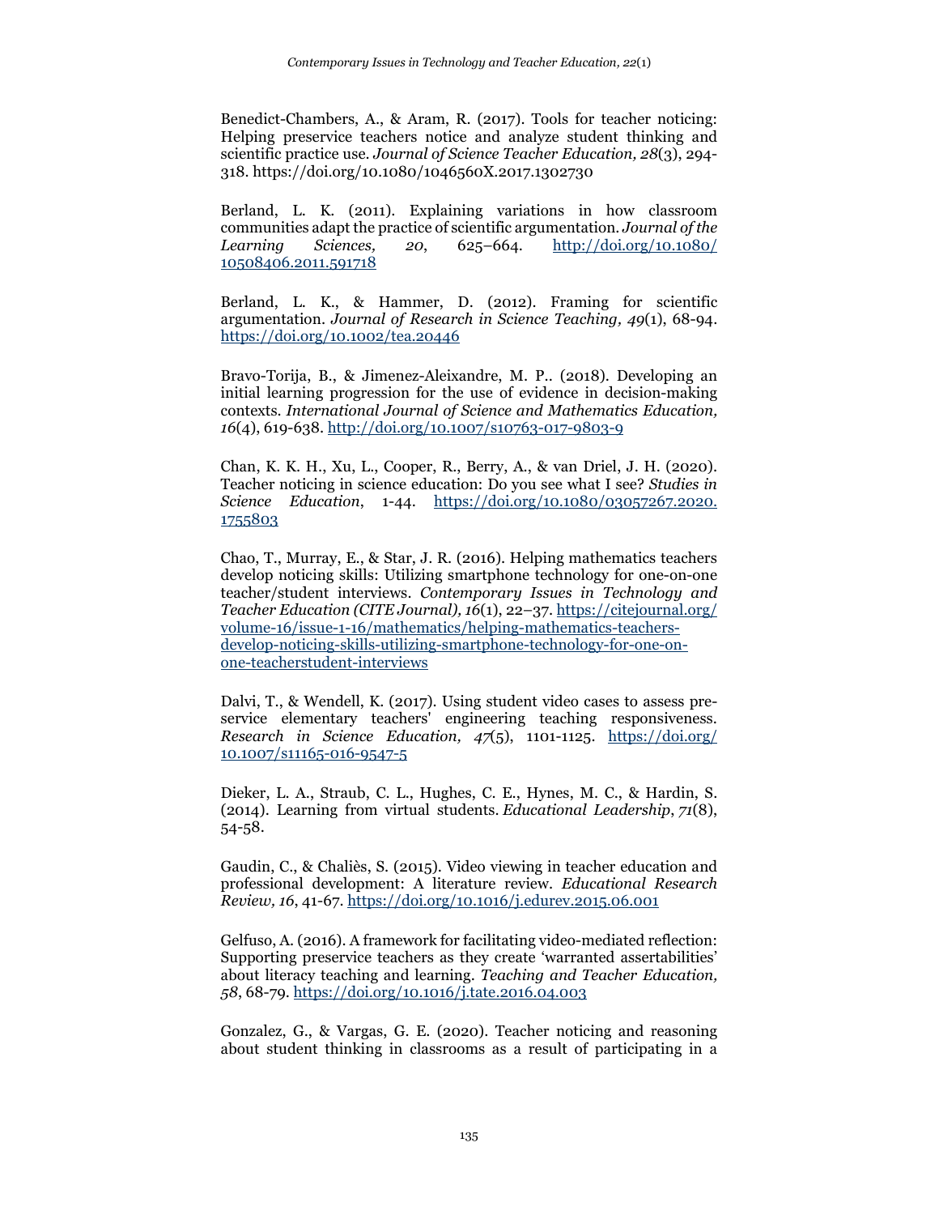Benedict-Chambers, A., & Aram, R. (2017). Tools for teacher noticing: Helping preservice teachers notice and analyze student thinking and scientific practice use. *Journal of Science Teacher Education, 28*(3), 294-318. https://doi.org/10.1080/1046560X.2017.1302730

Berland, L. K. (2011). Explaining variations in how classroom communities adapt the practice of scientific argumentation. *Journal of the Learning Sciences, 20*, 625–664. http://doi.org/10.1080/10508406.2011.591718

Berland, L. K., & Hammer, D. (2012). Framing for scientific argumentation. *Journal of Research in Science Teaching, 49*(1), 68-94. https://doi.org/10.1002/tea.20446

Bravo-Torija, B., & Jimenez-Aleixandre, M. P.. (2018). Developing an initial learning progression for the use of evidence in decision-making contexts. *International Journal of Science and Mathematics Education, 16*(4), 619-638. http://doi.org/10.1007/s10763-017-9803-9

Chan, K. K. H., Xu, L., Cooper, R., Berry, A., & van Driel, J. H. (2020). Teacher noticing in science education: Do you see what I see? *Studies in Science Education*, 1-44. https://doi.org/10.1080/03057267.2020.1755803

Chao, T., Murray, E., & Star, J. R. (2016). Helping mathematics teachers develop noticing skills: Utilizing smartphone technology for one-on-one teacher/student interviews. *Contemporary Issues in Technology and Teacher Education (CITE Journal), 16*(1), 22–37. https://citejournal.org/volume-16/issue-1-16/mathematics/helping-mathematics-teachers-develop-noticing-skills-utilizing-smartphone-technology-for-one-on-one-teacherstudent-interviews

Dalvi, T., & Wendell, K. (2017). Using student video cases to assess pre-service elementary teachers' engineering teaching responsiveness. *Research in Science Education, 47*(5), 1101-1125. https://doi.org/10.1007/s11165-016-9547-5

Dieker, L. A., Straub, C. L., Hughes, C. E., Hynes, M. C., & Hardin, S. (2014). Learning from virtual students. *Educational Leadership*, *71*(8), 54-58.

Gaudin, C., & Chaliès, S. (2015). Video viewing in teacher education and professional development: A literature review. *Educational Research Review, 16*, 41-67. https://doi.org/10.1016/j.edurev.2015.06.001

Gelfuso, A. (2016). A framework for facilitating video-mediated reflection: Supporting preservice teachers as they create 'warranted assertabilities' about literacy teaching and learning. *Teaching and Teacher Education, 58*, 68-79. https://doi.org/10.1016/j.tate.2016.04.003

Gonzalez, G., & Vargas, G. E. (2020). Teacher noticing and reasoning about student thinking in classrooms as a result of participating in a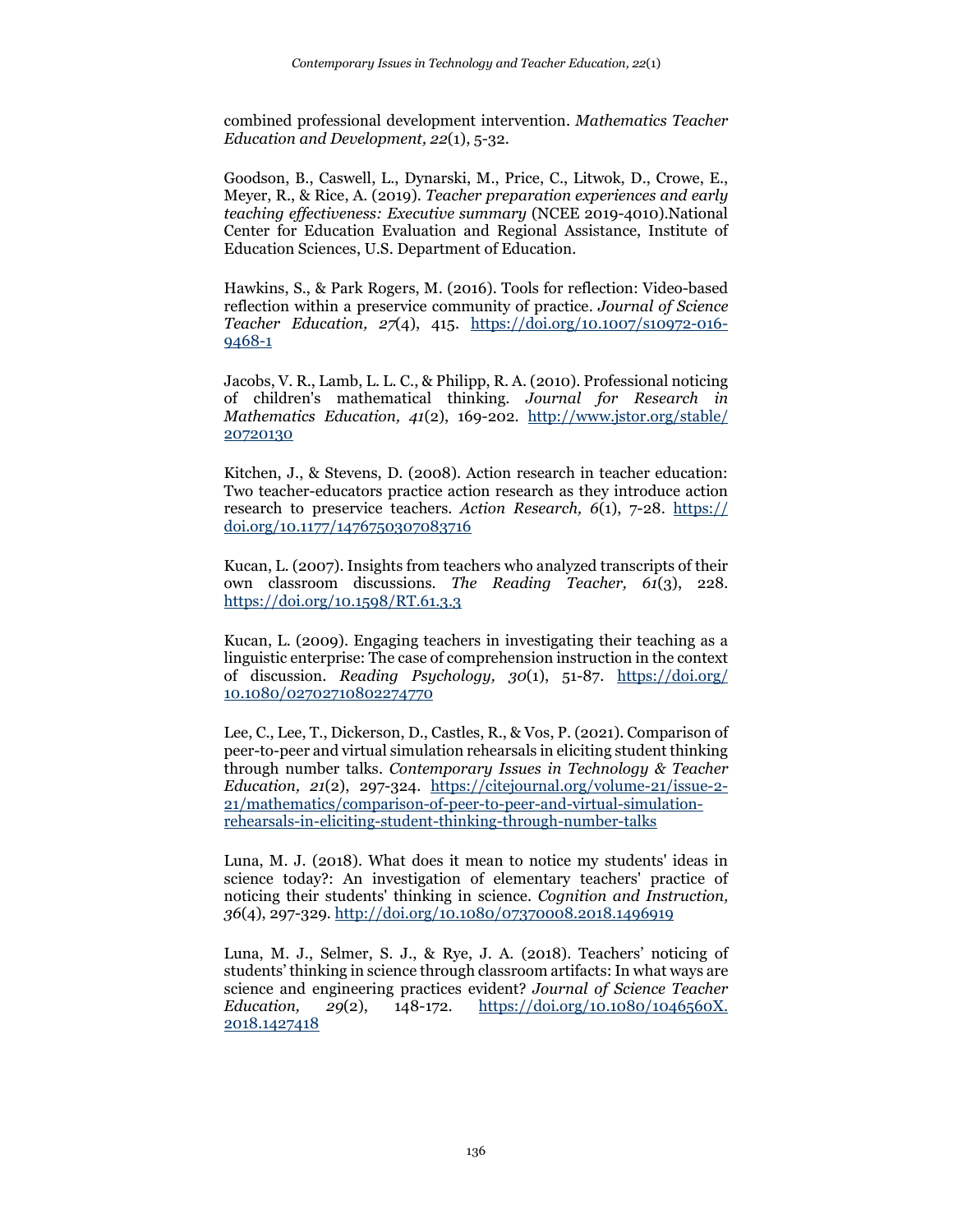combined professional development intervention. *Mathematics Teacher Education and Development, 22*(1), 5-32.

Goodson, B., Caswell, L., Dynarski, M., Price, C., Litwok, D., Crowe, E., Meyer, R., & Rice, A. (2019). *Teacher preparation experiences and early teaching effectiveness: Executive summary* (NCEE 2019-4010).National Center for Education Evaluation and Regional Assistance, Institute of Education Sciences, U.S. Department of Education.

Hawkins, S., & Park Rogers, M. (2016). Tools for reflection: Video-based reflection within a preservice community of practice. *Journal of Science Teacher Education, 27*(4), 415. https://doi.org/10.1007/s10972-016-9468-1

Jacobs, V. R., Lamb, L. L. C., & Philipp, R. A. (2010). Professional noticing of children's mathematical thinking. *Journal for Research in Mathematics Education, 41*(2), 169-202. http://www.jstor.org/stable/20720130

Kitchen, J., & Stevens, D. (2008). Action research in teacher education: Two teacher-educators practice action research as they introduce action research to preservice teachers. *Action Research, 6*(1), 7-28. https://doi.org/10.1177/1476750307083716

Kucan, L. (2007). Insights from teachers who analyzed transcripts of their own classroom discussions. *The Reading Teacher, 61*(3), 228. https://doi.org/10.1598/RT.61.3.3

Kucan, L. (2009). Engaging teachers in investigating their teaching as a linguistic enterprise: The case of comprehension instruction in the context of discussion. *Reading Psychology, 30*(1), 51-87. https://doi.org/10.1080/02702710802274770

Lee, C., Lee, T., Dickerson, D., Castles, R., & Vos, P. (2021). Comparison of peer-to-peer and virtual simulation rehearsals in eliciting student thinking through number talks. *Contemporary Issues in Technology & Teacher Education, 21*(2), 297-324. https://citejournal.org/volume-21/issue-2-21/mathematics/comparison-of-peer-to-peer-and-virtual-simulation-rehearsals-in-eliciting-student-thinking-through-number-talks

Luna, M. J. (2018). What does it mean to notice my students' ideas in science today?: An investigation of elementary teachers' practice of noticing their students' thinking in science. *Cognition and Instruction, 36*(4), 297-329. http://doi.org/10.1080/07370008.2018.1496919

Luna, M. J., Selmer, S. J., & Rye, J. A. (2018). Teachers' noticing of students' thinking in science through classroom artifacts: In what ways are science and engineering practices evident? *Journal of Science Teacher Education, 29*(2), 148-172. https://doi.org/10.1080/1046560X.2018.1427418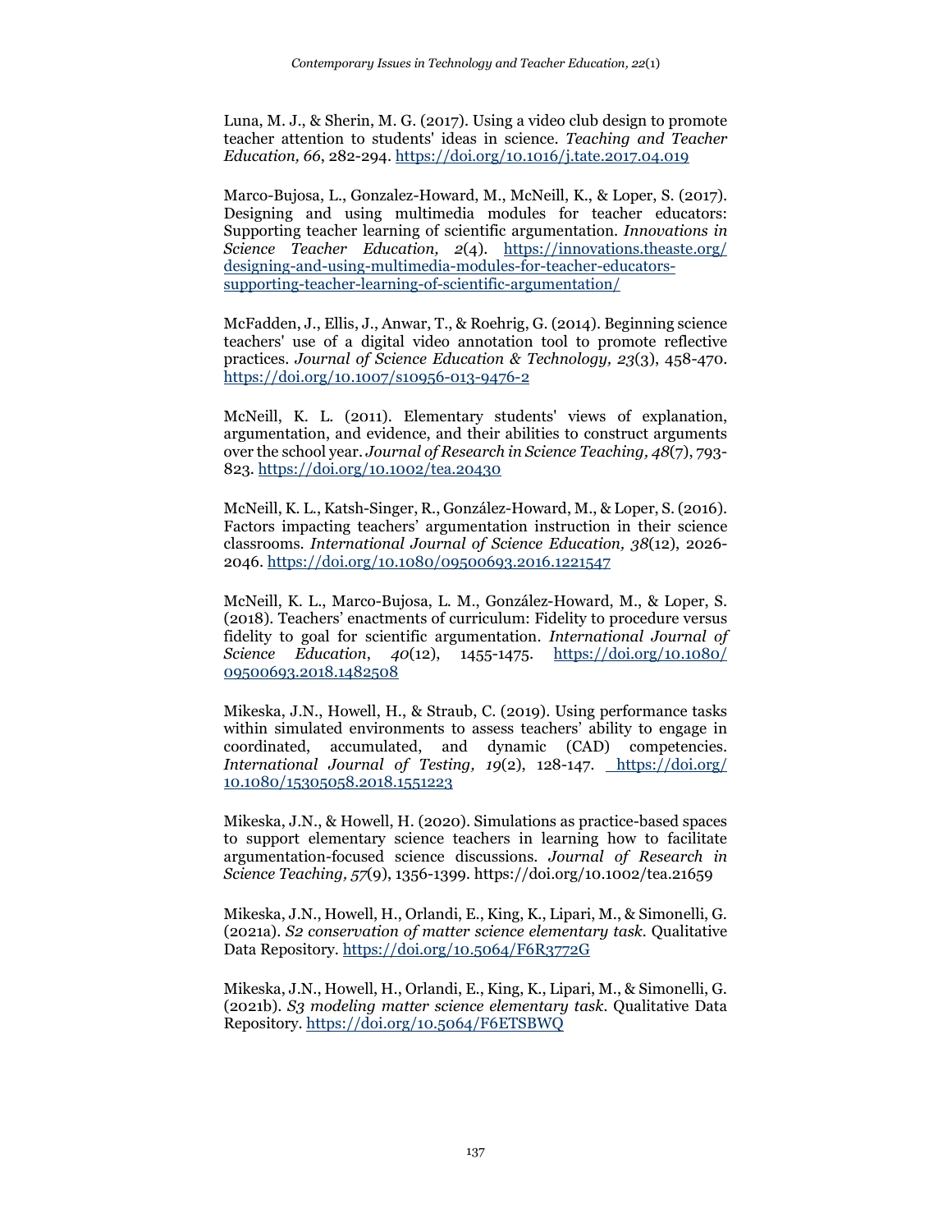Luna, M. J., & Sherin, M. G. (2017). Using a video club design to promote teacher attention to students' ideas in science. *Teaching and Teacher Education, 66*, 282-294. https://doi.org/10.1016/j.tate.2017.04.019

Marco-Bujosa, L., Gonzalez-Howard, M., McNeill, K., & Loper, S. (2017). Designing and using multimedia modules for teacher educators: Supporting teacher learning of scientific argumentation. *Innovations in Science Teacher Education, 2*(4). https://innovations.theaste.org/designing-and-using-multimedia-modules-for-teacher-educators-supporting-teacher-learning-of-scientific-argumentation/

McFadden, J., Ellis, J., Anwar, T., & Roehrig, G. (2014). Beginning science teachers' use of a digital video annotation tool to promote reflective practices. *Journal of Science Education & Technology, 23*(3), 458-470. https://doi.org/10.1007/s10956-013-9476-2

McNeill, K. L. (2011). Elementary students' views of explanation, argumentation, and evidence, and their abilities to construct arguments over the school year. *Journal of Research in Science Teaching, 48*(7), 793-823. https://doi.org/10.1002/tea.20430

McNeill, K. L., Katsh-Singer, R., González-Howard, M., & Loper, S. (2016). Factors impacting teachers' argumentation instruction in their science classrooms. *International Journal of Science Education, 38*(12), 2026-2046. https://doi.org/10.1080/09500693.2016.1221547

McNeill, K. L., Marco-Bujosa, L. M., González-Howard, M., & Loper, S. (2018). Teachers' enactments of curriculum: Fidelity to procedure versus fidelity to goal for scientific argumentation. *International Journal of Science Education*, *40*(12), 1455-1475. https://doi.org/10.1080/09500693.2018.1482508

Mikeska, J.N., Howell, H., & Straub, C. (2019). Using performance tasks within simulated environments to assess teachers' ability to engage in coordinated, accumulated, and dynamic (CAD) competencies. *International Journal of Testing, 19*(2), 128-147. https://doi.org/10.1080/15305058.2018.1551223

Mikeska, J.N., & Howell, H. (2020). Simulations as practice-based spaces to support elementary science teachers in learning how to facilitate argumentation-focused science discussions. *Journal of Research in Science Teaching, 57*(9), 1356-1399. https://doi.org/10.1002/tea.21659

Mikeska, J.N., Howell, H., Orlandi, E., King, K., Lipari, M., & Simonelli, G. (2021a). *S2 conservation of matter science elementary task*. Qualitative Data Repository. https://doi.org/10.5064/F6R3772G

Mikeska, J.N., Howell, H., Orlandi, E., King, K., Lipari, M., & Simonelli, G. (2021b). *S3 modeling matter science elementary task*. Qualitative Data Repository. https://doi.org/10.5064/F6ETSBWQ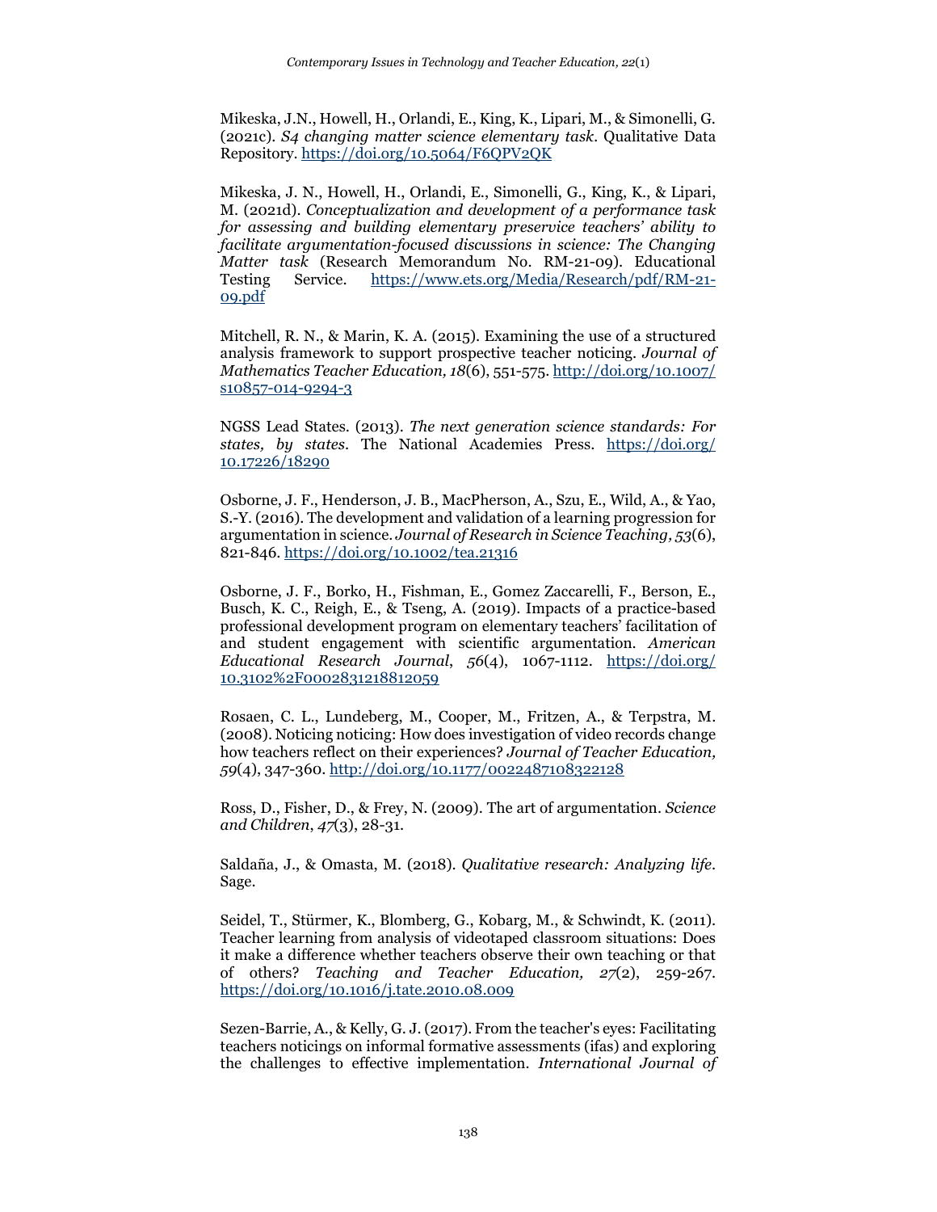Mikeska, J.N., Howell, H., Orlandi, E., King, K., Lipari, M., & Simonelli, G. (2021c). *S4 changing matter science elementary task*. Qualitative Data Repository. https://doi.org/10.5064/F6QPV2QK

Mikeska, J. N., Howell, H., Orlandi, E., Simonelli, G., King, K., & Lipari, M. (2021d). *Conceptualization and development of a performance task for assessing and building elementary preservice teachers' ability to facilitate argumentation-focused discussions in science: The Changing Matter task* (Research Memorandum No. RM-21-09). Educational Testing Service. https://www.ets.org/Media/Research/pdf/RM-21-09.pdf

Mitchell, R. N., & Marin, K. A. (2015). Examining the use of a structured analysis framework to support prospective teacher noticing. *Journal of Mathematics Teacher Education, 18*(6), 551-575. http://doi.org/10.1007/s10857-014-9294-3

NGSS Lead States. (2013). *The next generation science standards: For states, by states*. The National Academies Press. https://doi.org/10.17226/18290

Osborne, J. F., Henderson, J. B., MacPherson, A., Szu, E., Wild, A., & Yao, S.-Y. (2016). The development and validation of a learning progression for argumentation in science. *Journal of Research in Science Teaching, 53*(6), 821-846. https://doi.org/10.1002/tea.21316

Osborne, J. F., Borko, H., Fishman, E., Gomez Zaccarelli, F., Berson, E., Busch, K. C., Reigh, E., & Tseng, A. (2019). Impacts of a practice-based professional development program on elementary teachers' facilitation of and student engagement with scientific argumentation. *American Educational Research Journal*, *56*(4), 1067-1112. https://doi.org/10.3102%2F0002831218812059

Rosaen, C. L., Lundeberg, M., Cooper, M., Fritzen, A., & Terpstra, M. (2008). Noticing noticing: How does investigation of video records change how teachers reflect on their experiences? *Journal of Teacher Education, 59*(4), 347-360. http://doi.org/10.1177/0022487108322128

Ross, D., Fisher, D., & Frey, N. (2009). The art of argumentation. *Science and Children*, *47*(3), 28-31.

Saldaña, J., & Omasta, M. (2018). *Qualitative research: Analyzing life*. Sage.

Seidel, T., Stürmer, K., Blomberg, G., Kobarg, M., & Schwindt, K. (2011). Teacher learning from analysis of videotaped classroom situations: Does it make a difference whether teachers observe their own teaching or that of others? *Teaching and Teacher Education, 27*(2), 259-267. https://doi.org/10.1016/j.tate.2010.08.009

Sezen-Barrie, A., & Kelly, G. J. (2017). From the teacher's eyes: Facilitating teachers noticings on informal formative assessments (ifas) and exploring the challenges to effective implementation. *International Journal of*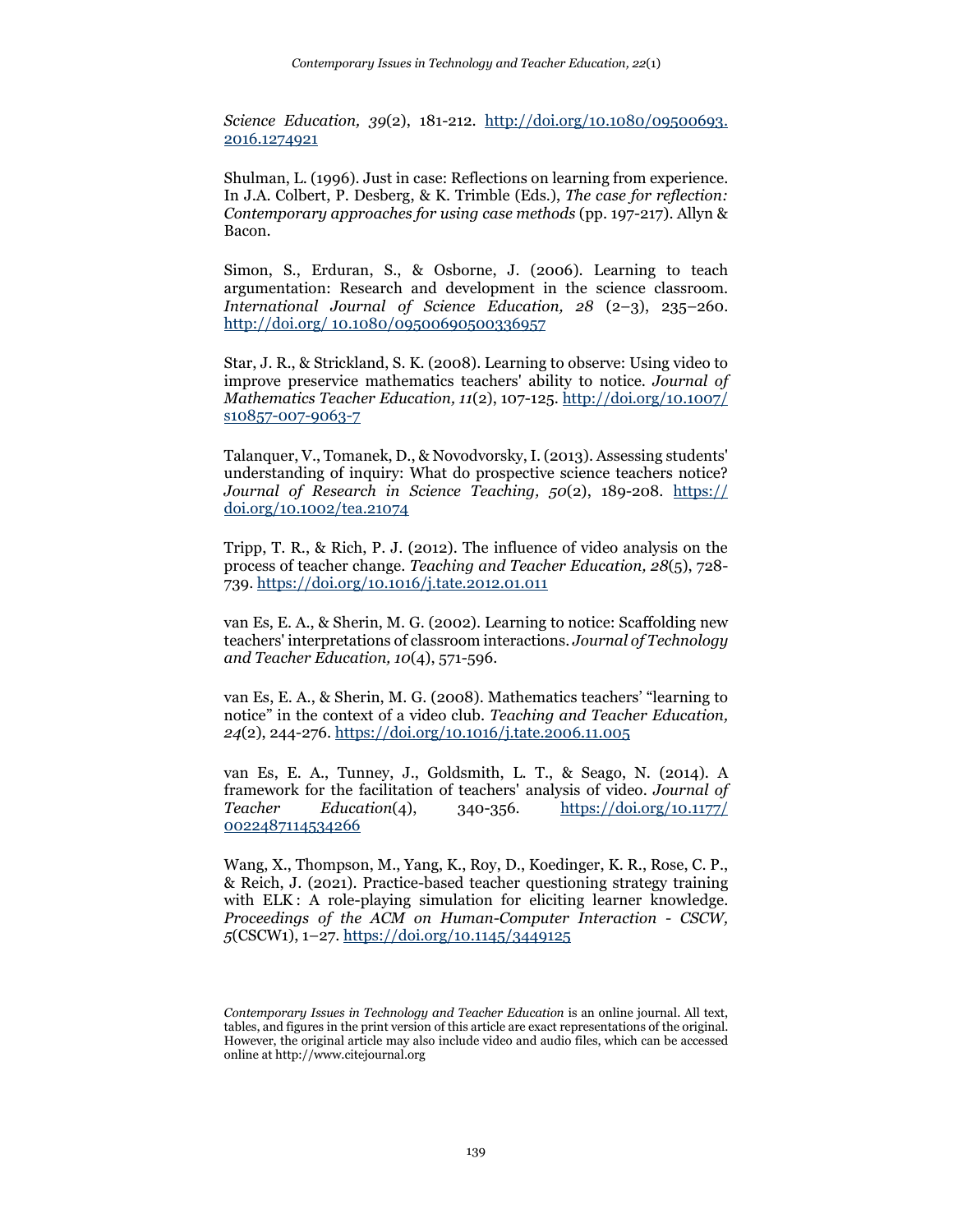*Science Education, 39*(2), 181-212. [http://doi.org/10.1080/09500693.2016.1274921](http://doi.org/10.1080/09500693.2016.1274921)

Shulman, L. (1996). Just in case: Reflections on learning from experience. In J.A. Colbert, P. Desberg, & K. Trimble (Eds.), *The case for reflection: Contemporary approaches for using case methods* (pp. 197-217). Allyn & Bacon.

Simon, S., Erduran, S., & Osborne, J. (2006). Learning to teach argumentation: Research and development in the science classroom. *International Journal of Science Education, 28* (2–3), 235–260. [http://doi.org/ 10.1080/09500690500336957](http://doi.org/10.1080/09500690500336957)

Star, J. R., & Strickland, S. K. (2008). Learning to observe: Using video to improve preservice mathematics teachers' ability to notice. *Journal of Mathematics Teacher Education, 11*(2), 107-125. [http://doi.org/10.1007/s10857-007-9063-7](http://doi.org/10.1007/s10857-007-9063-7)

Talanquer, V., Tomanek, D., & Novodvorsky, I. (2013). Assessing students' understanding of inquiry: What do prospective science teachers notice? *Journal of Research in Science Teaching, 50*(2), 189-208. [https://doi.org/10.1002/tea.21074](https://doi.org/10.1002/tea.21074)

Tripp, T. R., & Rich, P. J. (2012). The influence of video analysis on the process of teacher change. *Teaching and Teacher Education, 28*(5), 728-739. [https://doi.org/10.1016/j.tate.2012.01.011](https://doi.org/10.1016/j.tate.2012.01.011)

van Es, E. A., & Sherin, M. G. (2002). Learning to notice: Scaffolding new teachers' interpretations of classroom interactions. *Journal of Technology and Teacher Education, 10*(4), 571-596.

van Es, E. A., & Sherin, M. G. (2008). Mathematics teachers' "learning to notice" in the context of a video club. *Teaching and Teacher Education, 24*(2), 244-276. [https://doi.org/10.1016/j.tate.2006.11.005](https://doi.org/10.1016/j.tate.2006.11.005)

van Es, E. A., Tunney, J., Goldsmith, L. T., & Seago, N. (2014). A framework for the facilitation of teachers' analysis of video. *Journal of Teacher Education*(4), 340-356. [https://doi.org/10.1177/0022487114534266](https://doi.org/10.1177/0022487114534266)

Wang, X., Thompson, M., Yang, K., Roy, D., Koedinger, K. R., Rose, C. P., & Reich, J. (2021). Practice-based teacher questioning strategy training with ELK : A role-playing simulation for eliciting learner knowledge. *Proceedings of the ACM on Human-Computer Interaction - CSCW, 5*(CSCW1), 1–27. [https://doi.org/10.1145/3449125](https://doi.org/10.1145/3449125)

*Contemporary Issues in Technology and Teacher Education* is an online journal. All text, tables, and figures in the print version of this article are exact representations of the original. However, the original article may also include video and audio files, which can be accessed online at http://www.citejournal.org